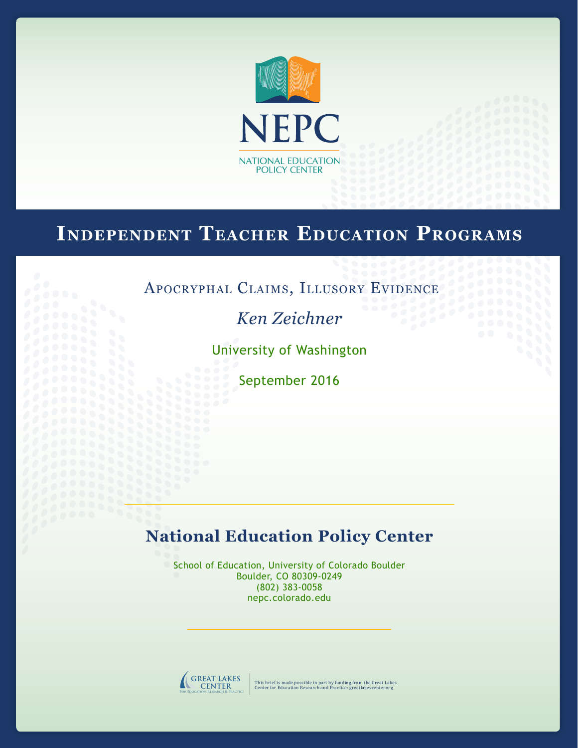NEPC

NATIONAL EDUCATION POLICY CENTER

# Independent Teacher Education Programs

## Apocryphal Claims, Illusory Evidence

*Ken Zeichner*

University of Washington

September 2016

## National Education Policy Center

School of Education, University of Colorado Boulder
Boulder, CO 80309-0249
(802) 383-0058
nepc.colorado.edu

GREAT LAKES CENTER
For Education Research & Practice

This brief is made possible in part by funding from the Great Lakes Center for Education Research and Practice: greatlakescenter.org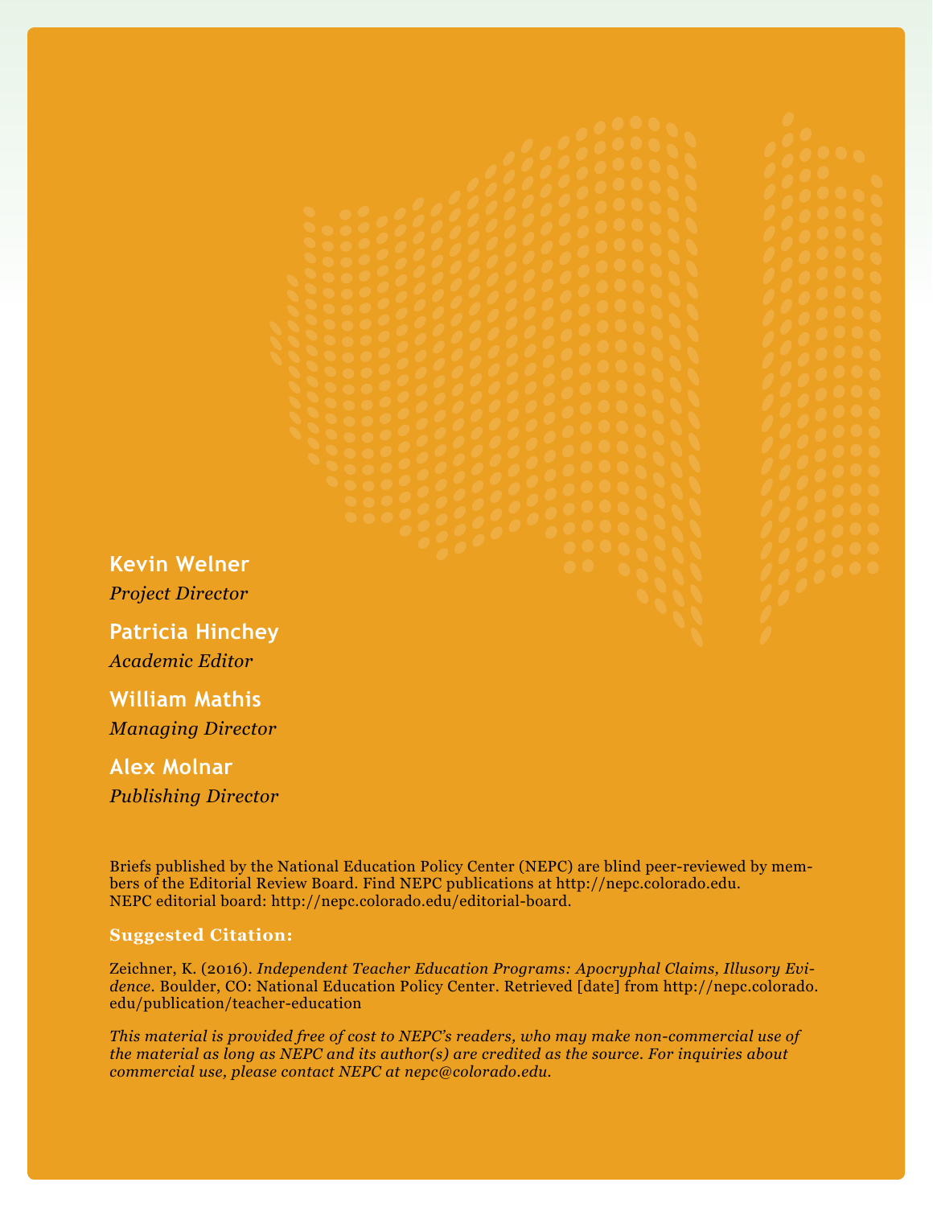**Kevin Welner**
*Project Director*

**Patricia Hinchey**
*Academic Editor*

**William Mathis**
*Managing Director*

**Alex Molnar**
*Publishing Director*

Briefs published by the National Education Policy Center (NEPC) are blind peer-reviewed by members of the Editorial Review Board. Find NEPC publications at http://nepc.colorado.edu. NEPC editorial board: http://nepc.colorado.edu/editorial-board.

**Suggested Citation:**

Zeichner, K. (2016). *Independent Teacher Education Programs: Apocryphal Claims, Illusory Evidence*. Boulder, CO: National Education Policy Center. Retrieved [date] from http://nepc.colorado.edu/publication/teacher-education

*This material is provided free of cost to NEPC's readers, who may make non-commercial use of the material as long as NEPC and its author(s) are credited as the source. For inquiries about commercial use, please contact NEPC at nepc@colorado.edu.*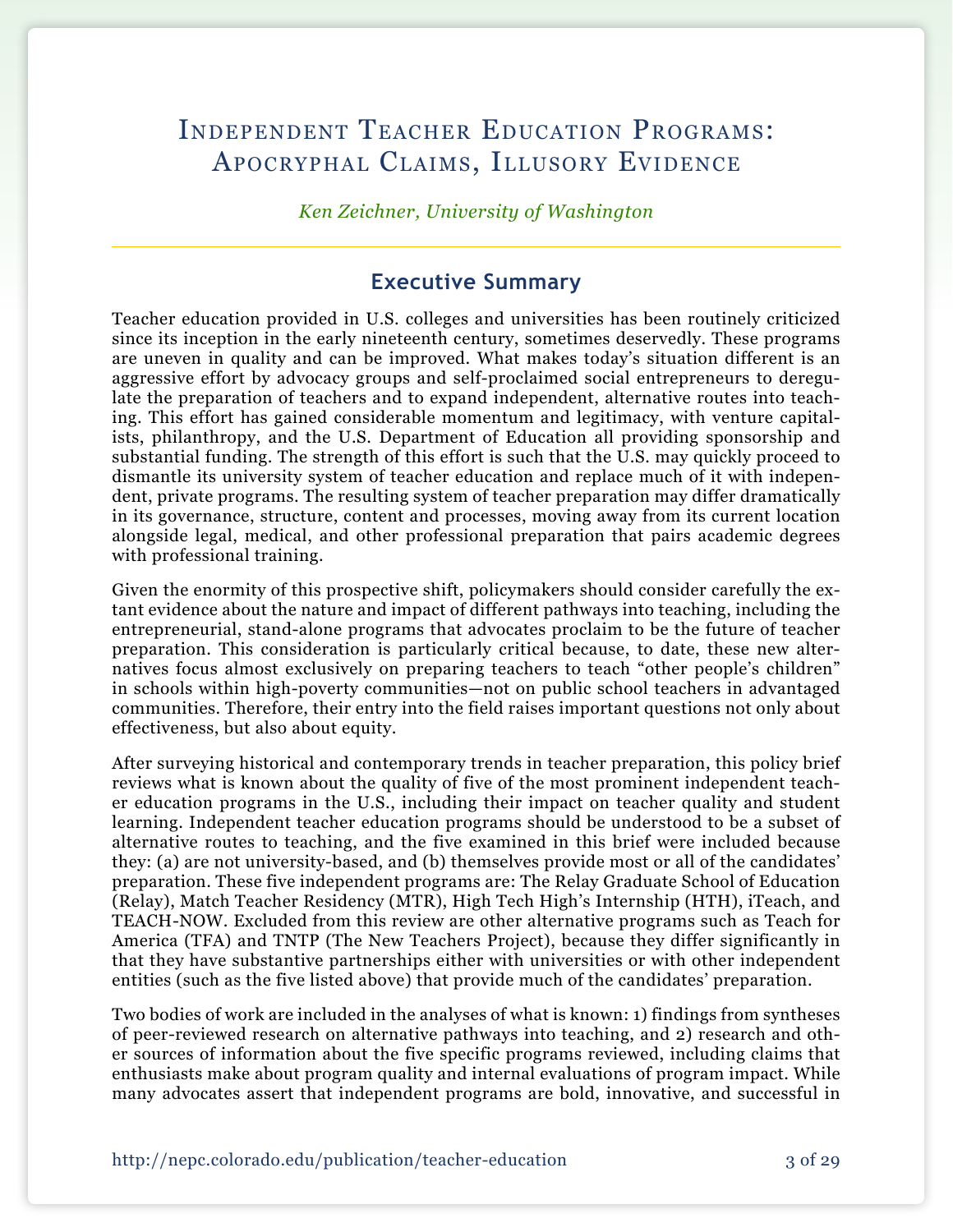# Independent Teacher Education Programs: Apocryphal Claims, Illusory Evidence

*Ken Zeichner, University of Washington*

## Executive Summary

Teacher education provided in U.S. colleges and universities has been routinely criticized since its inception in the early nineteenth century, sometimes deservedly. These programs are uneven in quality and can be improved. What makes today's situation different is an aggressive effort by advocacy groups and self-proclaimed social entrepreneurs to deregulate the preparation of teachers and to expand independent, alternative routes into teaching. This effort has gained considerable momentum and legitimacy, with venture capitalists, philanthropy, and the U.S. Department of Education all providing sponsorship and substantial funding. The strength of this effort is such that the U.S. may quickly proceed to dismantle its university system of teacher education and replace much of it with independent, private programs. The resulting system of teacher preparation may differ dramatically in its governance, structure, content and processes, moving away from its current location alongside legal, medical, and other professional preparation that pairs academic degrees with professional training.

Given the enormity of this prospective shift, policymakers should consider carefully the extant evidence about the nature and impact of different pathways into teaching, including the entrepreneurial, stand-alone programs that advocates proclaim to be the future of teacher preparation. This consideration is particularly critical because, to date, these new alternatives focus almost exclusively on preparing teachers to teach "other people's children" in schools within high-poverty communities—not on public school teachers in advantaged communities. Therefore, their entry into the field raises important questions not only about effectiveness, but also about equity.

After surveying historical and contemporary trends in teacher preparation, this policy brief reviews what is known about the quality of five of the most prominent independent teacher education programs in the U.S., including their impact on teacher quality and student learning. Independent teacher education programs should be understood to be a subset of alternative routes to teaching, and the five examined in this brief were included because they: (a) are not university-based, and (b) themselves provide most or all of the candidates' preparation. These five independent programs are: The Relay Graduate School of Education (Relay), Match Teacher Residency (MTR), High Tech High's Internship (HTH), iTeach, and TEACH-NOW. Excluded from this review are other alternative programs such as Teach for America (TFA) and TNTP (The New Teachers Project), because they differ significantly in that they have substantive partnerships either with universities or with other independent entities (such as the five listed above) that provide much of the candidates' preparation.

Two bodies of work are included in the analyses of what is known: 1) findings from syntheses of peer-reviewed research on alternative pathways into teaching, and 2) research and other sources of information about the five specific programs reviewed, including claims that enthusiasts make about program quality and internal evaluations of program impact. While many advocates assert that independent programs are bold, innovative, and successful in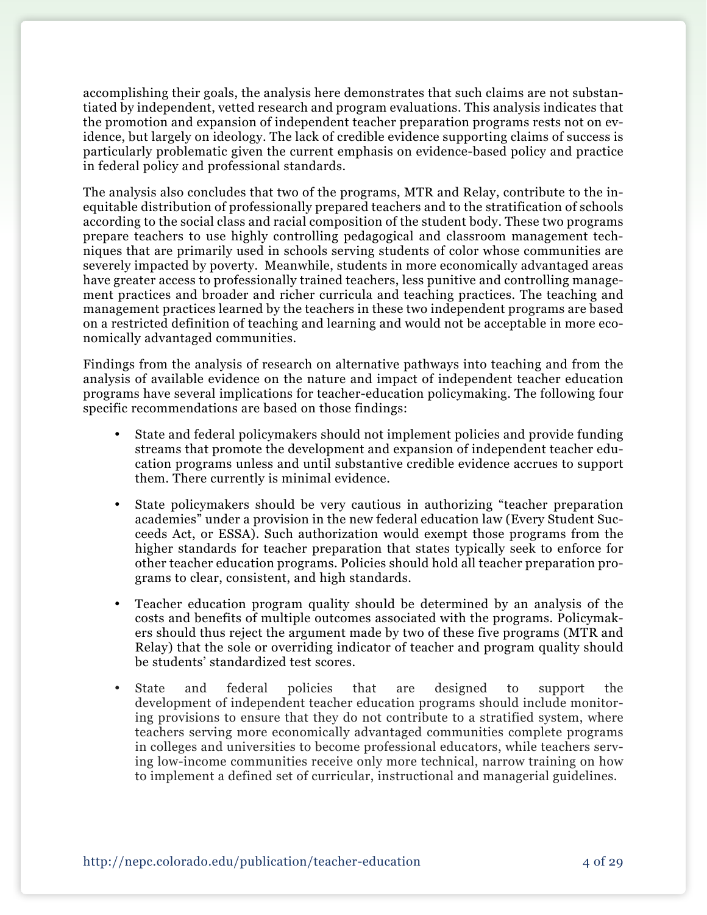accomplishing their goals, the analysis here demonstrates that such claims are not substantiated by independent, vetted research and program evaluations. This analysis indicates that the promotion and expansion of independent teacher preparation programs rests not on evidence, but largely on ideology. The lack of credible evidence supporting claims of success is particularly problematic given the current emphasis on evidence-based policy and practice in federal policy and professional standards.

The analysis also concludes that two of the programs, MTR and Relay, contribute to the inequitable distribution of professionally prepared teachers and to the stratification of schools according to the social class and racial composition of the student body. These two programs prepare teachers to use highly controlling pedagogical and classroom management techniques that are primarily used in schools serving students of color whose communities are severely impacted by poverty. Meanwhile, students in more economically advantaged areas have greater access to professionally trained teachers, less punitive and controlling management practices and broader and richer curricula and teaching practices. The teaching and management practices learned by the teachers in these two independent programs are based on a restricted definition of teaching and learning and would not be acceptable in more economically advantaged communities.

Findings from the analysis of research on alternative pathways into teaching and from the analysis of available evidence on the nature and impact of independent teacher education programs have several implications for teacher-education policymaking. The following four specific recommendations are based on those findings:

- State and federal policymakers should not implement policies and provide funding streams that promote the development and expansion of independent teacher education programs unless and until substantive credible evidence accrues to support them. There currently is minimal evidence.
- State policymakers should be very cautious in authorizing "teacher preparation academies" under a provision in the new federal education law (Every Student Succeeds Act, or ESSA). Such authorization would exempt those programs from the higher standards for teacher preparation that states typically seek to enforce for other teacher education programs. Policies should hold all teacher preparation programs to clear, consistent, and high standards.
- Teacher education program quality should be determined by an analysis of the costs and benefits of multiple outcomes associated with the programs. Policymakers should thus reject the argument made by two of these five programs (MTR and Relay) that the sole or overriding indicator of teacher and program quality should be students' standardized test scores.
- State and federal policies that are designed to support the development of independent teacher education programs should include monitoring provisions to ensure that they do not contribute to a stratified system, where teachers serving more economically advantaged communities complete programs in colleges and universities to become professional educators, while teachers serving low-income communities receive only more technical, narrow training on how to implement a defined set of curricular, instructional and managerial guidelines.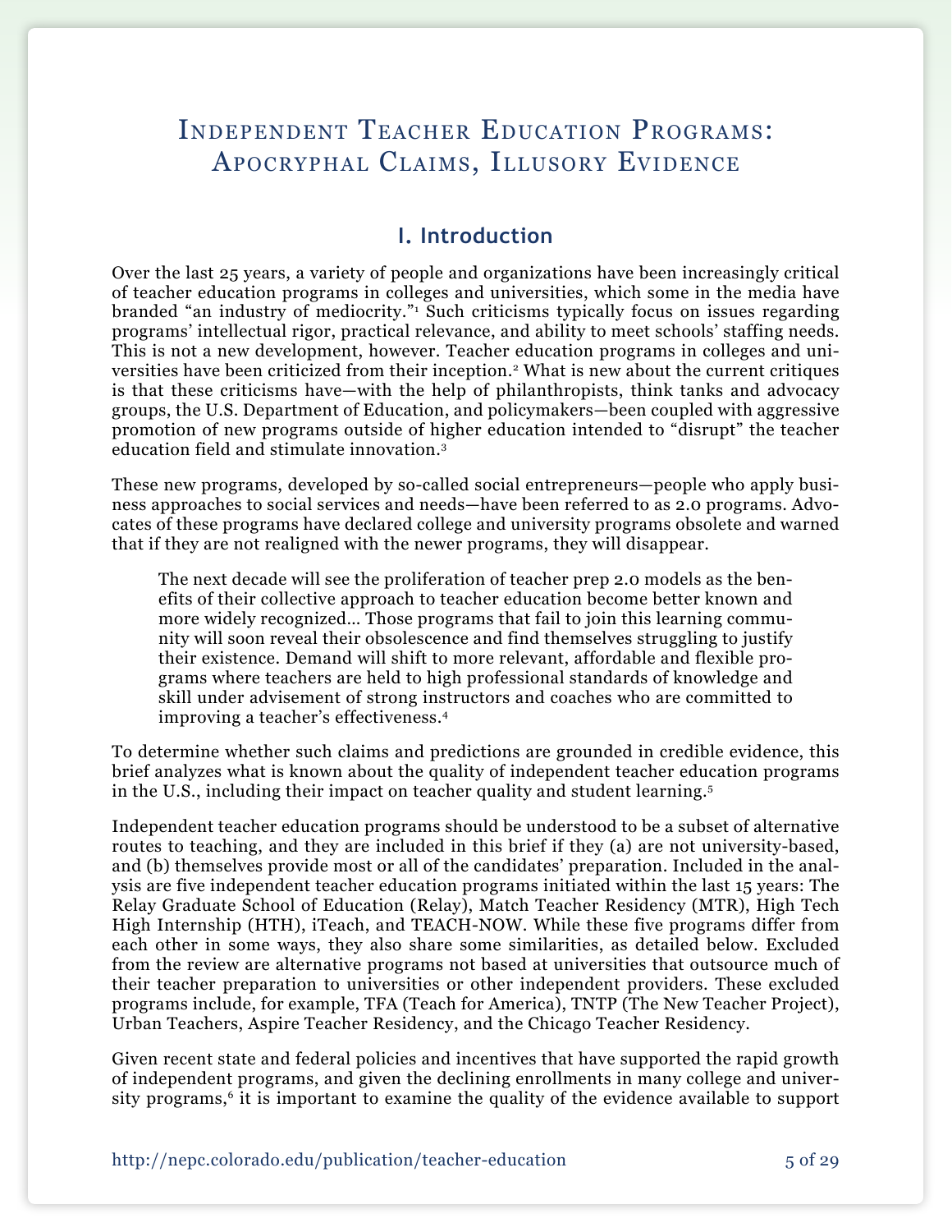# Independent Teacher Education Programs: Apocryphal Claims, Illusory Evidence

## I. Introduction

Over the last 25 years, a variety of people and organizations have been increasingly critical of teacher education programs in colleges and universities, which some in the media have branded "an industry of mediocrity."[1] Such criticisms typically focus on issues regarding programs' intellectual rigor, practical relevance, and ability to meet schools' staffing needs. This is not a new development, however. Teacher education programs in colleges and universities have been criticized from their inception.[2] What is new about the current critiques is that these criticisms have—with the help of philanthropists, think tanks and advocacy groups, the U.S. Department of Education, and policymakers—been coupled with aggressive promotion of new programs outside of higher education intended to "disrupt" the teacher education field and stimulate innovation.[3]

These new programs, developed by so-called social entrepreneurs—people who apply business approaches to social services and needs—have been referred to as 2.0 programs. Advocates of these programs have declared college and university programs obsolete and warned that if they are not realigned with the newer programs, they will disappear.

> The next decade will see the proliferation of teacher prep 2.0 models as the benefits of their collective approach to teacher education become better known and more widely recognized… Those programs that fail to join this learning community will soon reveal their obsolescence and find themselves struggling to justify their existence. Demand will shift to more relevant, affordable and flexible programs where teachers are held to high professional standards of knowledge and skill under advisement of strong instructors and coaches who are committed to improving a teacher's effectiveness.[4]

To determine whether such claims and predictions are grounded in credible evidence, this brief analyzes what is known about the quality of independent teacher education programs in the U.S., including their impact on teacher quality and student learning.[5]

Independent teacher education programs should be understood to be a subset of alternative routes to teaching, and they are included in this brief if they (a) are not university-based, and (b) themselves provide most or all of the candidates' preparation. Included in the analysis are five independent teacher education programs initiated within the last 15 years: The Relay Graduate School of Education (Relay), Match Teacher Residency (MTR), High Tech High Internship (HTH), iTeach, and TEACH-NOW. While these five programs differ from each other in some ways, they also share some similarities, as detailed below. Excluded from the review are alternative programs not based at universities that outsource much of their teacher preparation to universities or other independent providers. These excluded programs include, for example, TFA (Teach for America), TNTP (The New Teacher Project), Urban Teachers, Aspire Teacher Residency, and the Chicago Teacher Residency.

Given recent state and federal policies and incentives that have supported the rapid growth of independent programs, and given the declining enrollments in many college and university programs,[6] it is important to examine the quality of the evidence available to support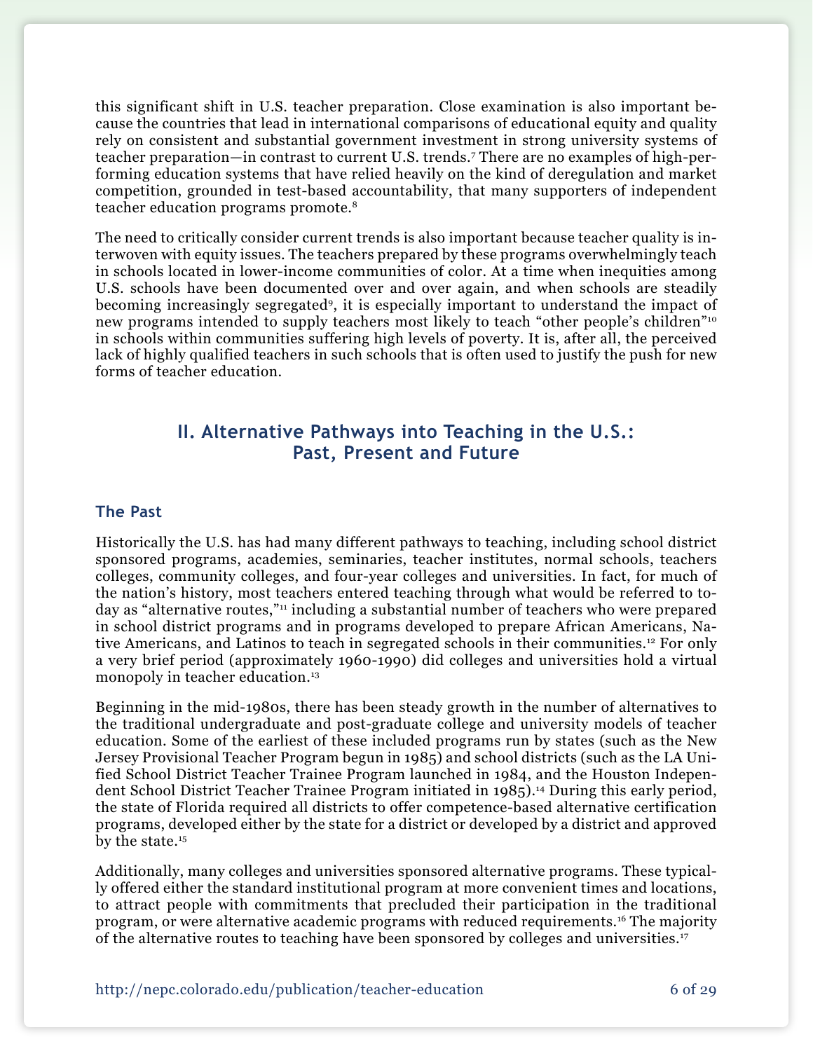this significant shift in U.S. teacher preparation. Close examination is also important because the countries that lead in international comparisons of educational equity and quality rely on consistent and substantial government investment in strong university systems of teacher preparation—in contrast to current U.S. trends.[7] There are no examples of high-performing education systems that have relied heavily on the kind of deregulation and market competition, grounded in test-based accountability, that many supporters of independent teacher education programs promote.[8]

The need to critically consider current trends is also important because teacher quality is interwoven with equity issues. The teachers prepared by these programs overwhelmingly teach in schools located in lower-income communities of color. At a time when inequities among U.S. schools have been documented over and over again, and when schools are steadily becoming increasingly segregated[9], it is especially important to understand the impact of new programs intended to supply teachers most likely to teach "other people's children"[10] in schools within communities suffering high levels of poverty. It is, after all, the perceived lack of highly qualified teachers in such schools that is often used to justify the push for new forms of teacher education.

## II. Alternative Pathways into Teaching in the U.S.: Past, Present and Future

### The Past

Historically the U.S. has had many different pathways to teaching, including school district sponsored programs, academies, seminaries, teacher institutes, normal schools, teachers colleges, community colleges, and four-year colleges and universities. In fact, for much of the nation's history, most teachers entered teaching through what would be referred to today as "alternative routes,"[11] including a substantial number of teachers who were prepared in school district programs and in programs developed to prepare African Americans, Native Americans, and Latinos to teach in segregated schools in their communities.[12] For only a very brief period (approximately 1960-1990) did colleges and universities hold a virtual monopoly in teacher education.[13]

Beginning in the mid-1980s, there has been steady growth in the number of alternatives to the traditional undergraduate and post-graduate college and university models of teacher education. Some of the earliest of these included programs run by states (such as the New Jersey Provisional Teacher Program begun in 1985) and school districts (such as the LA Unified School District Teacher Trainee Program launched in 1984, and the Houston Independent School District Teacher Trainee Program initiated in 1985).[14] During this early period, the state of Florida required all districts to offer competence-based alternative certification programs, developed either by the state for a district or developed by a district and approved by the state.[15]

Additionally, many colleges and universities sponsored alternative programs. These typically offered either the standard institutional program at more convenient times and locations, to attract people with commitments that precluded their participation in the traditional program, or were alternative academic programs with reduced requirements.[16] The majority of the alternative routes to teaching have been sponsored by colleges and universities.[17]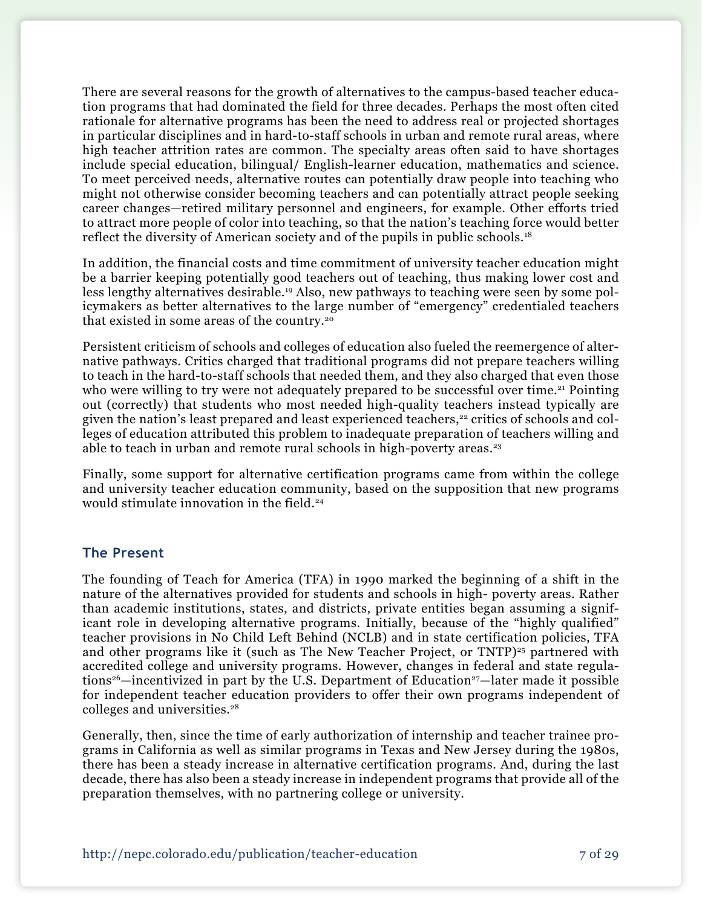There are several reasons for the growth of alternatives to the campus-based teacher education programs that had dominated the field for three decades. Perhaps the most often cited rationale for alternative programs has been the need to address real or projected shortages in particular disciplines and in hard-to-staff schools in urban and remote rural areas, where high teacher attrition rates are common. The specialty areas often said to have shortages include special education, bilingual/ English-learner education, mathematics and science. To meet perceived needs, alternative routes can potentially draw people into teaching who might not otherwise consider becoming teachers and can potentially attract people seeking career changes—retired military personnel and engineers, for example. Other efforts tried to attract more people of color into teaching, so that the nation's teaching force would better reflect the diversity of American society and of the pupils in public schools.[18]

In addition, the financial costs and time commitment of university teacher education might be a barrier keeping potentially good teachers out of teaching, thus making lower cost and less lengthy alternatives desirable.[19] Also, new pathways to teaching were seen by some policymakers as better alternatives to the large number of "emergency" credentialed teachers that existed in some areas of the country.[20]

Persistent criticism of schools and colleges of education also fueled the reemergence of alternative pathways. Critics charged that traditional programs did not prepare teachers willing to teach in the hard-to-staff schools that needed them, and they also charged that even those who were willing to try were not adequately prepared to be successful over time.[21] Pointing out (correctly) that students who most needed high-quality teachers instead typically are given the nation's least prepared and least experienced teachers,[22] critics of schools and colleges of education attributed this problem to inadequate preparation of teachers willing and able to teach in urban and remote rural schools in high-poverty areas.[23]

Finally, some support for alternative certification programs came from within the college and university teacher education community, based on the supposition that new programs would stimulate innovation in the field.[24]

## The Present

The founding of Teach for America (TFA) in 1990 marked the beginning of a shift in the nature of the alternatives provided for students and schools in high- poverty areas. Rather than academic institutions, states, and districts, private entities began assuming a significant role in developing alternative programs. Initially, because of the "highly qualified" teacher provisions in No Child Left Behind (NCLB) and in state certification policies, TFA and other programs like it (such as The New Teacher Project, or TNTP)[25] partnered with accredited college and university programs. However, changes in federal and state regulations[26]—incentivized in part by the U.S. Department of Education[27]—later made it possible for independent teacher education providers to offer their own programs independent of colleges and universities.[28]

Generally, then, since the time of early authorization of internship and teacher trainee programs in California as well as similar programs in Texas and New Jersey during the 1980s, there has been a steady increase in alternative certification programs. And, during the last decade, there has also been a steady increase in independent programs that provide all of the preparation themselves, with no partnering college or university.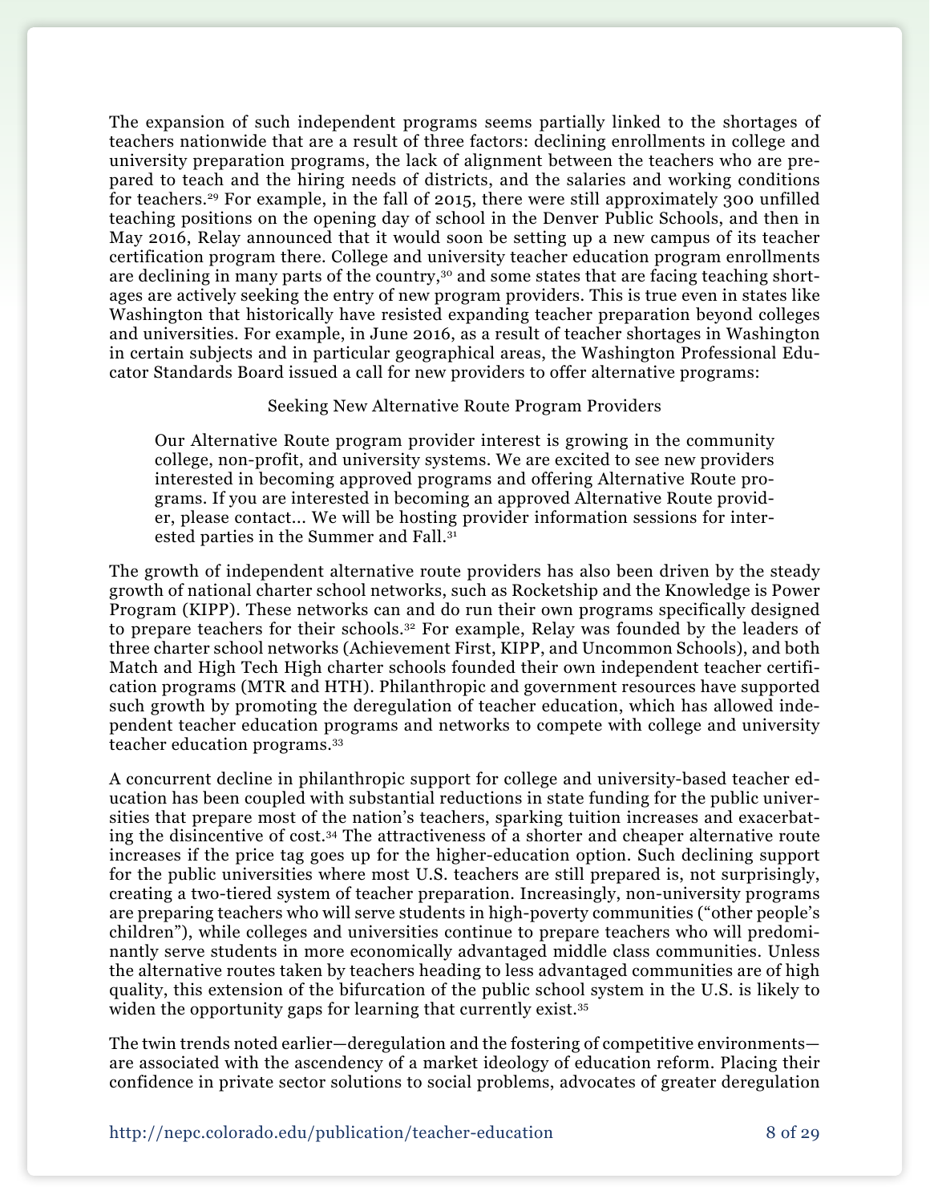The expansion of such independent programs seems partially linked to the shortages of teachers nationwide that are a result of three factors: declining enrollments in college and university preparation programs, the lack of alignment between the teachers who are prepared to teach and the hiring needs of districts, and the salaries and working conditions for teachers.[29] For example, in the fall of 2015, there were still approximately 300 unfilled teaching positions on the opening day of school in the Denver Public Schools, and then in May 2016, Relay announced that it would soon be setting up a new campus of its teacher certification program there. College and university teacher education program enrollments are declining in many parts of the country,[30] and some states that are facing teaching shortages are actively seeking the entry of new program providers. This is true even in states like Washington that historically have resisted expanding teacher preparation beyond colleges and universities. For example, in June 2016, as a result of teacher shortages in Washington in certain subjects and in particular geographical areas, the Washington Professional Educator Standards Board issued a call for new providers to offer alternative programs:

> Seeking New Alternative Route Program Providers
>
> Our Alternative Route program provider interest is growing in the community college, non-profit, and university systems. We are excited to see new providers interested in becoming approved programs and offering Alternative Route programs. If you are interested in becoming an approved Alternative Route provider, please contact… We will be hosting provider information sessions for interested parties in the Summer and Fall.[31]

The growth of independent alternative route providers has also been driven by the steady growth of national charter school networks, such as Rocketship and the Knowledge is Power Program (KIPP). These networks can and do run their own programs specifically designed to prepare teachers for their schools.[32] For example, Relay was founded by the leaders of three charter school networks (Achievement First, KIPP, and Uncommon Schools), and both Match and High Tech High charter schools founded their own independent teacher certification programs (MTR and HTH). Philanthropic and government resources have supported such growth by promoting the deregulation of teacher education, which has allowed independent teacher education programs and networks to compete with college and university teacher education programs.[33]

A concurrent decline in philanthropic support for college and university-based teacher education has been coupled with substantial reductions in state funding for the public universities that prepare most of the nation's teachers, sparking tuition increases and exacerbating the disincentive of cost.[34] The attractiveness of a shorter and cheaper alternative route increases if the price tag goes up for the higher-education option. Such declining support for the public universities where most U.S. teachers are still prepared is, not surprisingly, creating a two-tiered system of teacher preparation. Increasingly, non-university programs are preparing teachers who will serve students in high-poverty communities ("other people's children"), while colleges and universities continue to prepare teachers who will predominantly serve students in more economically advantaged middle class communities. Unless the alternative routes taken by teachers heading to less advantaged communities are of high quality, this extension of the bifurcation of the public school system in the U.S. is likely to widen the opportunity gaps for learning that currently exist.[35]

The twin trends noted earlier—deregulation and the fostering of competitive environments—are associated with the ascendency of a market ideology of education reform. Placing their confidence in private sector solutions to social problems, advocates of greater deregulation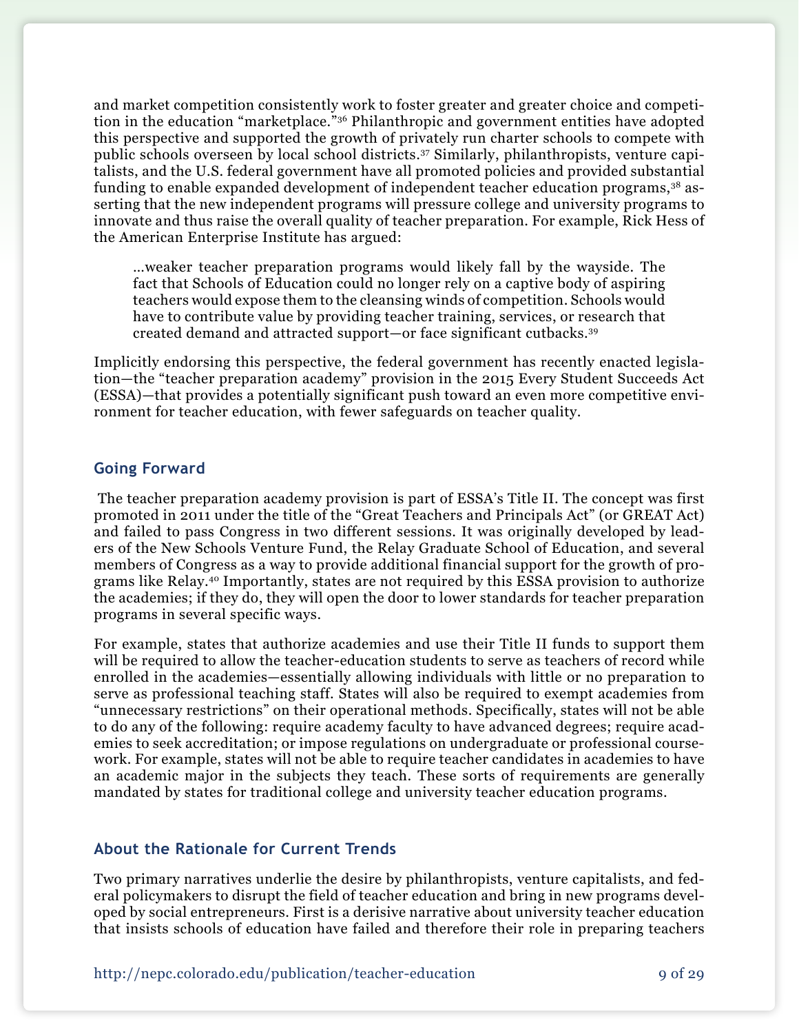and market competition consistently work to foster greater and greater choice and competition in the education "marketplace."[36] Philanthropic and government entities have adopted this perspective and supported the growth of privately run charter schools to compete with public schools overseen by local school districts.[37] Similarly, philanthropists, venture capitalists, and the U.S. federal government have all promoted policies and provided substantial funding to enable expanded development of independent teacher education programs,[38] asserting that the new independent programs will pressure college and university programs to innovate and thus raise the overall quality of teacher preparation. For example, Rick Hess of the American Enterprise Institute has argued:

> ...weaker teacher preparation programs would likely fall by the wayside. The fact that Schools of Education could no longer rely on a captive body of aspiring teachers would expose them to the cleansing winds of competition. Schools would have to contribute value by providing teacher training, services, or research that created demand and attracted support—or face significant cutbacks.[39]

Implicitly endorsing this perspective, the federal government has recently enacted legislation—the "teacher preparation academy" provision in the 2015 Every Student Succeeds Act (ESSA)—that provides a potentially significant push toward an even more competitive environment for teacher education, with fewer safeguards on teacher quality.

## Going Forward

The teacher preparation academy provision is part of ESSA's Title II. The concept was first promoted in 2011 under the title of the "Great Teachers and Principals Act" (or GREAT Act) and failed to pass Congress in two different sessions. It was originally developed by leaders of the New Schools Venture Fund, the Relay Graduate School of Education, and several members of Congress as a way to provide additional financial support for the growth of programs like Relay.[40] Importantly, states are not required by this ESSA provision to authorize the academies; if they do, they will open the door to lower standards for teacher preparation programs in several specific ways.

For example, states that authorize academies and use their Title II funds to support them will be required to allow the teacher-education students to serve as teachers of record while enrolled in the academies—essentially allowing individuals with little or no preparation to serve as professional teaching staff. States will also be required to exempt academies from "unnecessary restrictions" on their operational methods. Specifically, states will not be able to do any of the following: require academy faculty to have advanced degrees; require academies to seek accreditation; or impose regulations on undergraduate or professional coursework. For example, states will not be able to require teacher candidates in academies to have an academic major in the subjects they teach. These sorts of requirements are generally mandated by states for traditional college and university teacher education programs.

## About the Rationale for Current Trends

Two primary narratives underlie the desire by philanthropists, venture capitalists, and federal policymakers to disrupt the field of teacher education and bring in new programs developed by social entrepreneurs. First is a derisive narrative about university teacher education that insists schools of education have failed and therefore their role in preparing teachers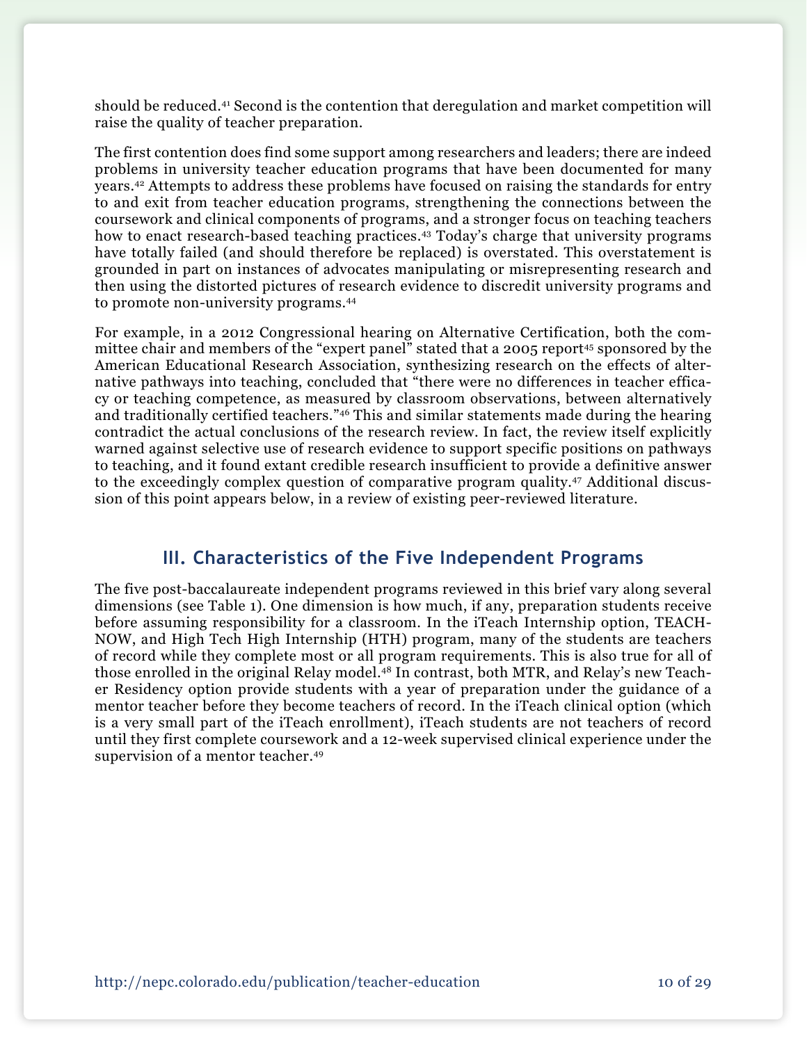should be reduced.[41] Second is the contention that deregulation and market competition will raise the quality of teacher preparation.

The first contention does find some support among researchers and leaders; there are indeed problems in university teacher education programs that have been documented for many years.[42] Attempts to address these problems have focused on raising the standards for entry to and exit from teacher education programs, strengthening the connections between the coursework and clinical components of programs, and a stronger focus on teaching teachers how to enact research-based teaching practices.[43] Today's charge that university programs have totally failed (and should therefore be replaced) is overstated. This overstatement is grounded in part on instances of advocates manipulating or misrepresenting research and then using the distorted pictures of research evidence to discredit university programs and to promote non-university programs.[44]

For example, in a 2012 Congressional hearing on Alternative Certification, both the committee chair and members of the "expert panel" stated that a 2005 report[45] sponsored by the American Educational Research Association, synthesizing research on the effects of alternative pathways into teaching, concluded that "there were no differences in teacher efficacy or teaching competence, as measured by classroom observations, between alternatively and traditionally certified teachers."[46] This and similar statements made during the hearing contradict the actual conclusions of the research review. In fact, the review itself explicitly warned against selective use of research evidence to support specific positions on pathways to teaching, and it found extant credible research insufficient to provide a definitive answer to the exceedingly complex question of comparative program quality.[47] Additional discussion of this point appears below, in a review of existing peer-reviewed literature.

## III. Characteristics of the Five Independent Programs

The five post-baccalaureate independent programs reviewed in this brief vary along several dimensions (see Table 1). One dimension is how much, if any, preparation students receive before assuming responsibility for a classroom. In the iTeach Internship option, TEACH-NOW, and High Tech High Internship (HTH) program, many of the students are teachers of record while they complete most or all program requirements. This is also true for all of those enrolled in the original Relay model.[48] In contrast, both MTR, and Relay's new Teacher Residency option provide students with a year of preparation under the guidance of a mentor teacher before they become teachers of record. In the iTeach clinical option (which is a very small part of the iTeach enrollment), iTeach students are not teachers of record until they first complete coursework and a 12-week supervised clinical experience under the supervision of a mentor teacher.[49]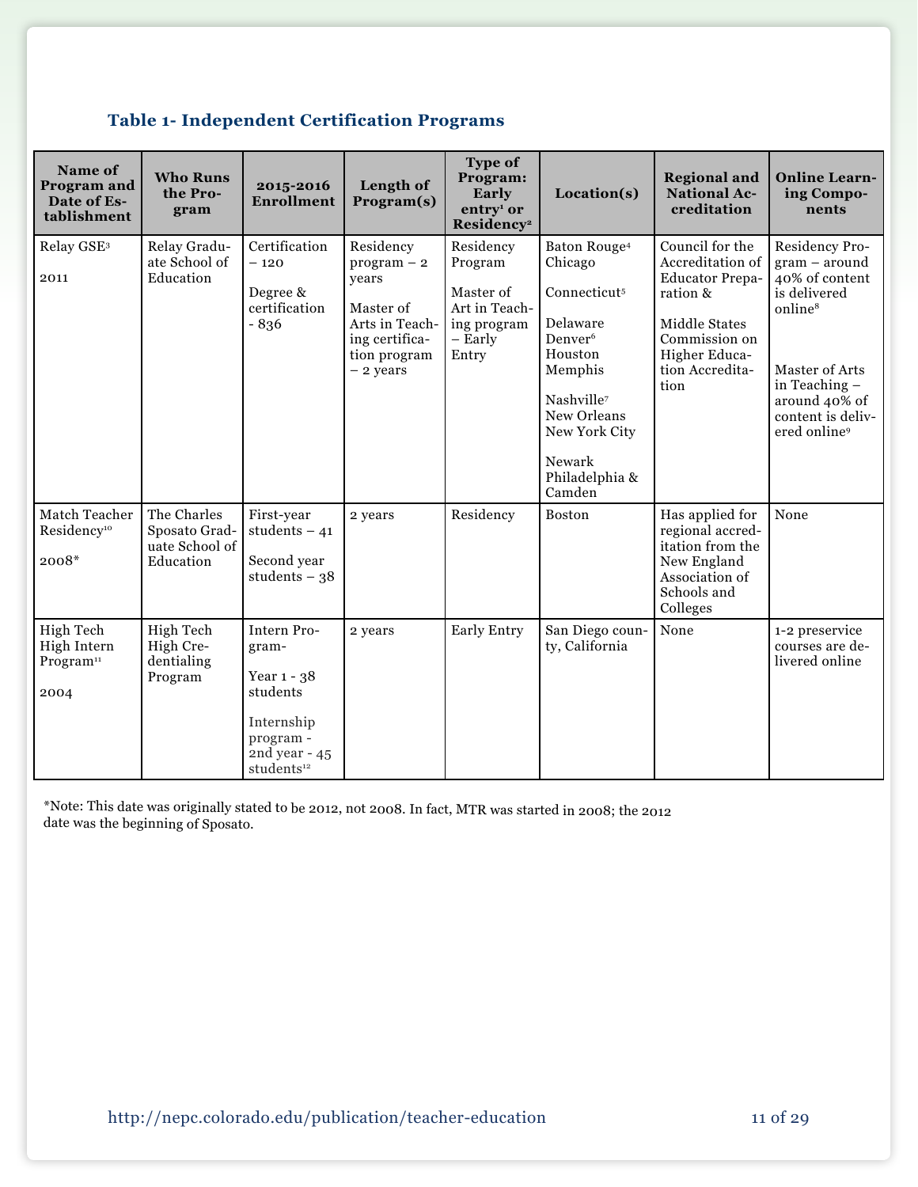### Table 1- Independent Certification Programs

| Name of Program and Date of Establishment | Who Runs the Program | 2015-2016 Enrollment | Length of Program(s) | Type of Program: Early entry[1] or Residency[2] | Location(s) | Regional and National Accreditation | Online Learning Components |
|---|---|---|---|---|---|---|---|
| Relay GSE[3]<br><br>2011 | Relay Graduate School of Education | Certification – 120<br><br>Degree & certification - 836 | Residency program – 2 years<br><br>Master of Arts in Teaching certification program – 2 years | Residency Program<br><br>Master of Art in Teaching program – Early Entry | Baton Rouge[4]<br>Chicago<br><br>Connecticut[5]<br><br>Delaware<br>Denver[6]<br>Houston<br>Memphis<br><br>Nashville[7]<br>New Orleans<br>New York City<br><br>Newark<br>Philadelphia & Camden | Council for the Accreditation of Educator Preparation &<br><br>Middle States Commission on Higher Education Accreditation | Residency Program – around 40% of content is delivered online[8]<br><br>Master of Arts in Teaching – around 40% of content is delivered online[9] |
| Match Teacher Residency[10]<br><br>2008* | The Charles Sposato Graduate School of Education | First-year students – 41<br><br>Second year students – 38 | 2 years | Residency | Boston | Has applied for regional accreditation from the New England Association of Schools and Colleges | None |
| High Tech High Intern Program[11]<br><br>2004 | High Tech High Credentialing Program | Intern Program-<br><br>Year 1 - 38 students<br><br>Internship program - 2nd year - 45 students[12] | 2 years | Early Entry | San Diego county, California | None | 1-2 preservice courses are delivered online |

*Note: This date was originally stated to be 2012, not 2008. In fact, MTR was started in 2008; the 2012 date was the beginning of Sposato.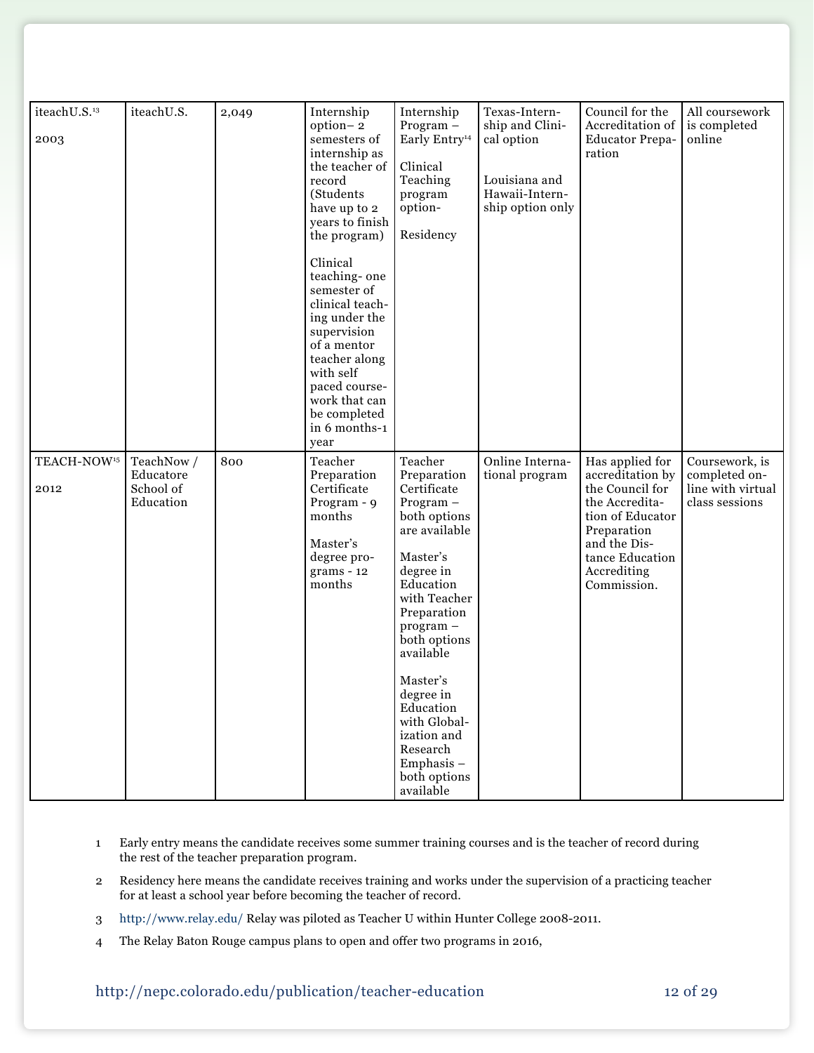| | | | | | | | |
|---|---|---|---|---|---|---|---|
| iteachU.S.[13] 2003 | iteachU.S. | 2,049 | Internship option– 2 semesters of internship as the teacher of record (Students have up to 2 years to finish the program) Clinical teaching- one semester of clinical teaching under the supervision of a mentor teacher along with self paced coursework that can be completed in 6 months-1 year | Internship Program – Early Entry[14] Clinical Teaching program option- Residency | Texas-Internship and Clinical option Louisiana and Hawaii-Internship option only | Council for the Accreditation of Educator Preparation | All coursework is completed online |
| TEACH-NOW[15] 2012 | TeachNow / Educatore School of Education | 800 | Teacher Preparation Certificate Program - 9 months Master's degree programs - 12 months | Teacher Preparation Certificate Program – both options are available Master's degree in Education with Teacher Preparation program – both options available Master's degree in Education with Globalization and Research Emphasis – both options available | Online International program | Has applied for accreditation by the Council for the Accreditation of Educator Preparation and the Distance Education Accrediting Commission. | Coursework, is completed online with virtual class sessions |

1 Early entry means the candidate receives some summer training courses and is the teacher of record during the rest of the teacher preparation program.

2 Residency here means the candidate receives training and works under the supervision of a practicing teacher for at least a school year before becoming the teacher of record.

3 http://www.relay.edu/ Relay was piloted as Teacher U within Hunter College 2008-2011.

4 The Relay Baton Rouge campus plans to open and offer two programs in 2016,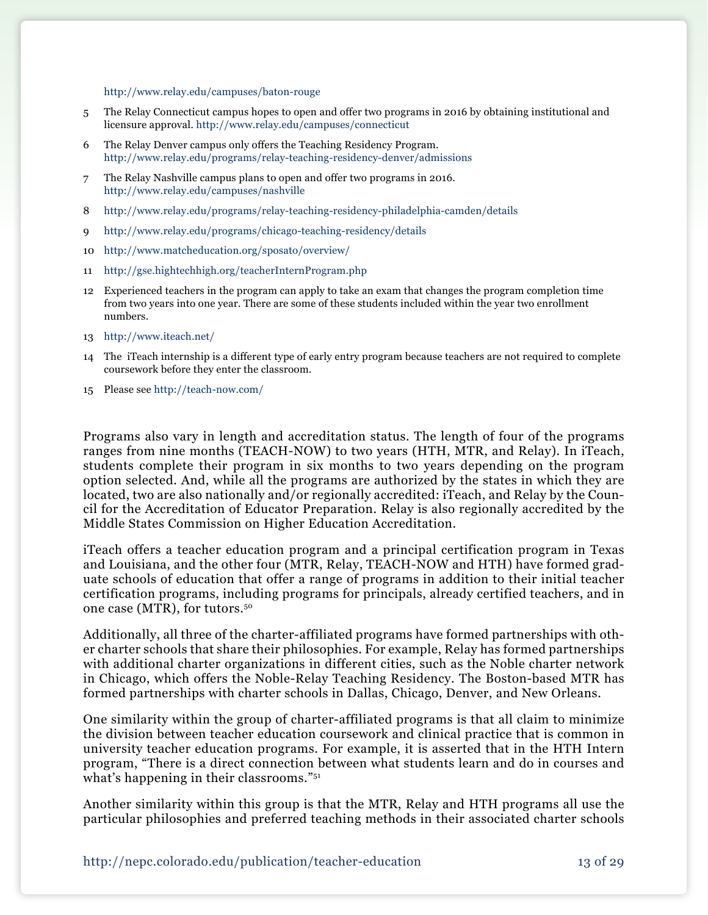http://www.relay.edu/campuses/baton-rouge

5 The Relay Connecticut campus hopes to open and offer two programs in 2016 by obtaining institutional and licensure approval. http://www.relay.edu/campuses/connecticut

6 The Relay Denver campus only offers the Teaching Residency Program. http://www.relay.edu/programs/relay-teaching-residency-denver/admissions

7 The Relay Nashville campus plans to open and offer two programs in 2016. http://www.relay.edu/campuses/nashville

8 http://www.relay.edu/programs/relay-teaching-residency-philadelphia-camden/details

9 http://www.relay.edu/programs/chicago-teaching-residency/details

10 http://www.matcheducation.org/sposato/overview/

11 http://gse.hightechhigh.org/teacherInternProgram.php

12 Experienced teachers in the program can apply to take an exam that changes the program completion time from two years into one year. There are some of these students included within the year two enrollment numbers.

13 http://www.iteach.net/

14 The iTeach internship is a different type of early entry program because teachers are not required to complete coursework before they enter the classroom.

15 Please see http://teach-now.com/

Programs also vary in length and accreditation status. The length of four of the programs ranges from nine months (TEACH-NOW) to two years (HTH, MTR, and Relay). In iTeach, students complete their program in six months to two years depending on the program option selected. And, while all the programs are authorized by the states in which they are located, two are also nationally and/or regionally accredited: iTeach, and Relay by the Council for the Accreditation of Educator Preparation. Relay is also regionally accredited by the Middle States Commission on Higher Education Accreditation.

iTeach offers a teacher education program and a principal certification program in Texas and Louisiana, and the other four (MTR, Relay, TEACH-NOW and HTH) have formed graduate schools of education that offer a range of programs in addition to their initial teacher certification programs, including programs for principals, already certified teachers, and in one case (MTR), for tutors.[50]

Additionally, all three of the charter-affiliated programs have formed partnerships with other charter schools that share their philosophies. For example, Relay has formed partnerships with additional charter organizations in different cities, such as the Noble charter network in Chicago, which offers the Noble-Relay Teaching Residency. The Boston-based MTR has formed partnerships with charter schools in Dallas, Chicago, Denver, and New Orleans.

One similarity within the group of charter-affiliated programs is that all claim to minimize the division between teacher education coursework and clinical practice that is common in university teacher education programs. For example, it is asserted that in the HTH Intern program, "There is a direct connection between what students learn and do in courses and what's happening in their classrooms."[51]

Another similarity within this group is that the MTR, Relay and HTH programs all use the particular philosophies and preferred teaching methods in their associated charter schools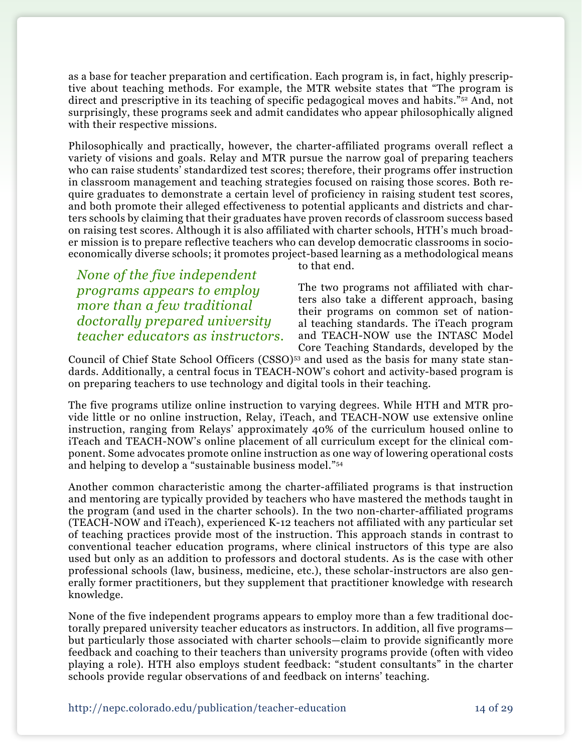as a base for teacher preparation and certification. Each program is, in fact, highly prescriptive about teaching methods. For example, the MTR website states that "The program is direct and prescriptive in its teaching of specific pedagogical moves and habits."[52] And, not surprisingly, these programs seek and admit candidates who appear philosophically aligned with their respective missions.

Philosophically and practically, however, the charter-affiliated programs overall reflect a variety of visions and goals. Relay and MTR pursue the narrow goal of preparing teachers who can raise students' standardized test scores; therefore, their programs offer instruction in classroom management and teaching strategies focused on raising those scores. Both require graduates to demonstrate a certain level of proficiency in raising student test scores, and both promote their alleged effectiveness to potential applicants and districts and charters schools by claiming that their graduates have proven records of classroom success based on raising test scores. Although it is also affiliated with charter schools, HTH's much broader mission is to prepare reflective teachers who can develop democratic classrooms in socioeconomically diverse schools; it promotes project-based learning as a methodological means to that end.

*None of the five independent programs appears to employ more than a few traditional doctorally prepared university teacher educators as instructors.*

The two programs not affiliated with charters also take a different approach, basing their programs on common set of national teaching standards. The iTeach program and TEACH-NOW use the INTASC Model Core Teaching Standards, developed by the Council of Chief State School Officers (CSSO)[53] and used as the basis for many state standards. Additionally, a central focus in TEACH-NOW's cohort and activity-based program is on preparing teachers to use technology and digital tools in their teaching.

The five programs utilize online instruction to varying degrees. While HTH and MTR provide little or no online instruction, Relay, iTeach, and TEACH-NOW use extensive online instruction, ranging from Relays' approximately 40% of the curriculum housed online to iTeach and TEACH-NOW's online placement of all curriculum except for the clinical component. Some advocates promote online instruction as one way of lowering operational costs and helping to develop a "sustainable business model."[54]

Another common characteristic among the charter-affiliated programs is that instruction and mentoring are typically provided by teachers who have mastered the methods taught in the program (and used in the charter schools). In the two non-charter-affiliated programs (TEACH-NOW and iTeach), experienced K-12 teachers not affiliated with any particular set of teaching practices provide most of the instruction. This approach stands in contrast to conventional teacher education programs, where clinical instructors of this type are also used but only as an addition to professors and doctoral students. As is the case with other professional schools (law, business, medicine, etc.), these scholar-instructors are also generally former practitioners, but they supplement that practitioner knowledge with research knowledge.

None of the five independent programs appears to employ more than a few traditional doctorally prepared university teacher educators as instructors. In addition, all five programs—but particularly those associated with charter schools—claim to provide significantly more feedback and coaching to their teachers than university programs provide (often with video playing a role). HTH also employs student feedback: "student consultants" in the charter schools provide regular observations of and feedback on interns' teaching.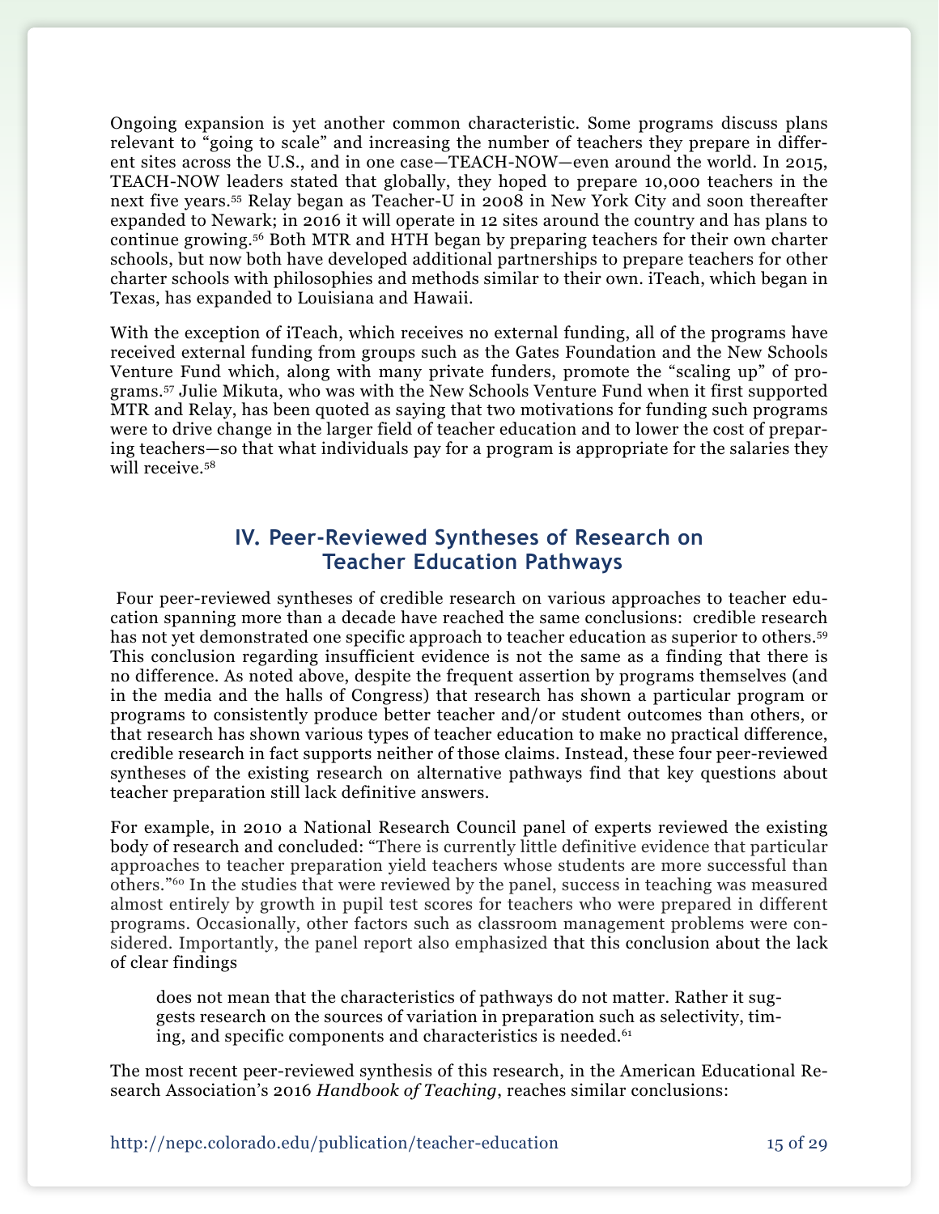Ongoing expansion is yet another common characteristic. Some programs discuss plans relevant to "going to scale" and increasing the number of teachers they prepare in different sites across the U.S., and in one case—TEACH-NOW—even around the world. In 2015, TEACH-NOW leaders stated that globally, they hoped to prepare 10,000 teachers in the next five years.[55] Relay began as Teacher-U in 2008 in New York City and soon thereafter expanded to Newark; in 2016 it will operate in 12 sites around the country and has plans to continue growing.[56] Both MTR and HTH began by preparing teachers for their own charter schools, but now both have developed additional partnerships to prepare teachers for other charter schools with philosophies and methods similar to their own. iTeach, which began in Texas, has expanded to Louisiana and Hawaii.

With the exception of iTeach, which receives no external funding, all of the programs have received external funding from groups such as the Gates Foundation and the New Schools Venture Fund which, along with many private funders, promote the "scaling up" of programs.[57] Julie Mikuta, who was with the New Schools Venture Fund when it first supported MTR and Relay, has been quoted as saying that two motivations for funding such programs were to drive change in the larger field of teacher education and to lower the cost of preparing teachers—so that what individuals pay for a program is appropriate for the salaries they will receive.[58]

## IV. Peer-Reviewed Syntheses of Research on Teacher Education Pathways

Four peer-reviewed syntheses of credible research on various approaches to teacher education spanning more than a decade have reached the same conclusions: credible research has not yet demonstrated one specific approach to teacher education as superior to others.[59] This conclusion regarding insufficient evidence is not the same as a finding that there is no difference. As noted above, despite the frequent assertion by programs themselves (and in the media and the halls of Congress) that research has shown a particular program or programs to consistently produce better teacher and/or student outcomes than others, or that research has shown various types of teacher education to make no practical difference, credible research in fact supports neither of those claims. Instead, these four peer-reviewed syntheses of the existing research on alternative pathways find that key questions about teacher preparation still lack definitive answers.

For example, in 2010 a National Research Council panel of experts reviewed the existing body of research and concluded: "There is currently little definitive evidence that particular approaches to teacher preparation yield teachers whose students are more successful than others."[60] In the studies that were reviewed by the panel, success in teaching was measured almost entirely by growth in pupil test scores for teachers who were prepared in different programs. Occasionally, other factors such as classroom management problems were considered. Importantly, the panel report also emphasized that this conclusion about the lack of clear findings

> does not mean that the characteristics of pathways do not matter. Rather it suggests research on the sources of variation in preparation such as selectivity, timing, and specific components and characteristics is needed.[61]

The most recent peer-reviewed synthesis of this research, in the American Educational Research Association's 2016 *Handbook of Teaching*, reaches similar conclusions: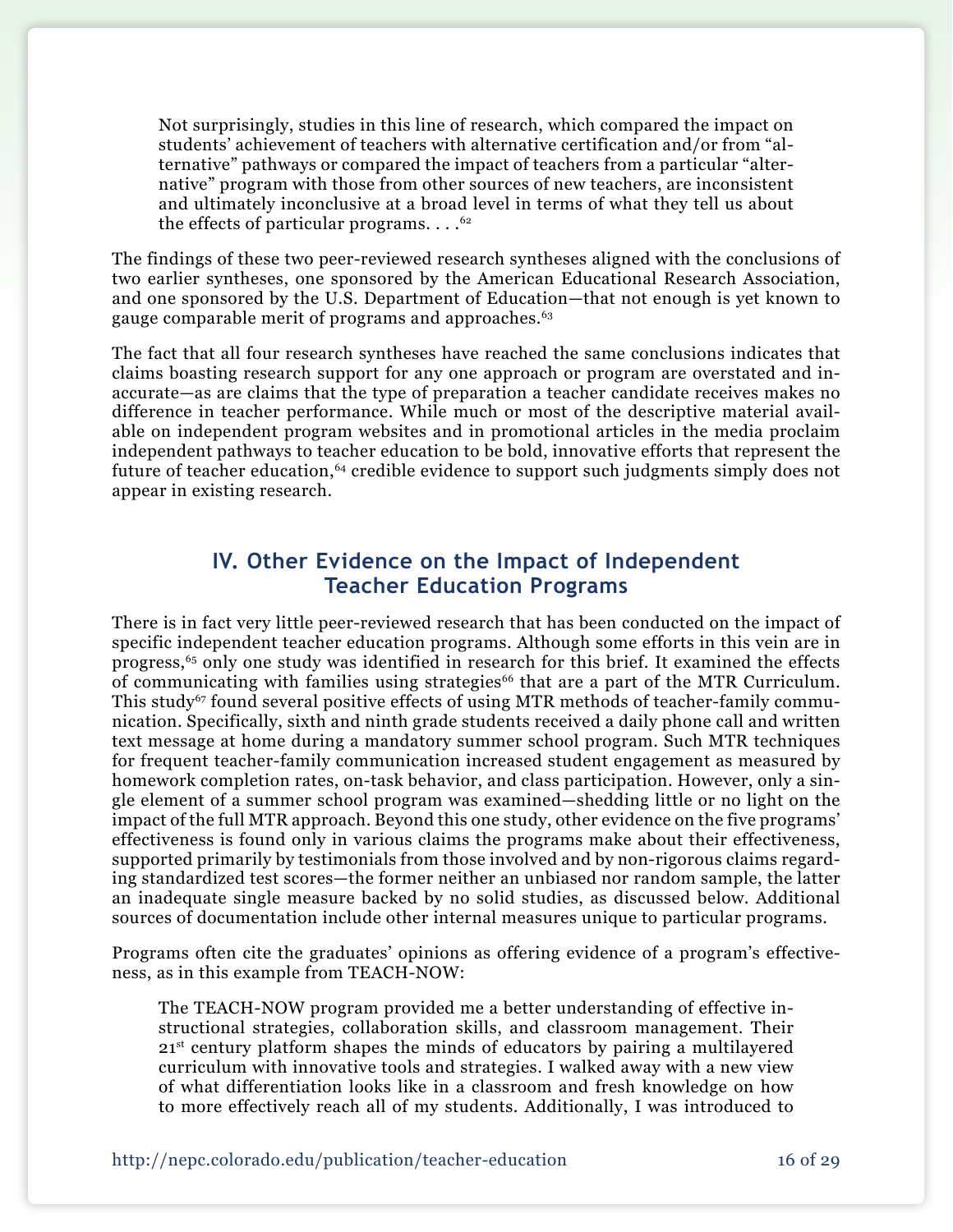> Not surprisingly, studies in this line of research, which compared the impact on students' achievement of teachers with alternative certification and/or from "alternative" pathways or compared the impact of teachers from a particular "alternative" program with those from other sources of new teachers, are inconsistent and ultimately inconclusive at a broad level in terms of what they tell us about the effects of particular programs. . . .[62]

The findings of these two peer-reviewed research syntheses aligned with the conclusions of two earlier syntheses, one sponsored by the American Educational Research Association, and one sponsored by the U.S. Department of Education—that not enough is yet known to gauge comparable merit of programs and approaches.[63]

The fact that all four research syntheses have reached the same conclusions indicates that claims boasting research support for any one approach or program are overstated and inaccurate—as are claims that the type of preparation a teacher candidate receives makes no difference in teacher performance. While much or most of the descriptive material available on independent program websites and in promotional articles in the media proclaim independent pathways to teacher education to be bold, innovative efforts that represent the future of teacher education,[64] credible evidence to support such judgments simply does not appear in existing research.

## IV. Other Evidence on the Impact of Independent Teacher Education Programs

There is in fact very little peer-reviewed research that has been conducted on the impact of specific independent teacher education programs. Although some efforts in this vein are in progress,[65] only one study was identified in research for this brief. It examined the effects of communicating with families using strategies[66] that are a part of the MTR Curriculum. This study[67] found several positive effects of using MTR methods of teacher-family communication. Specifically, sixth and ninth grade students received a daily phone call and written text message at home during a mandatory summer school program. Such MTR techniques for frequent teacher-family communication increased student engagement as measured by homework completion rates, on-task behavior, and class participation. However, only a single element of a summer school program was examined—shedding little or no light on the impact of the full MTR approach. Beyond this one study, other evidence on the five programs' effectiveness is found only in various claims the programs make about their effectiveness, supported primarily by testimonials from those involved and by non-rigorous claims regarding standardized test scores—the former neither an unbiased nor random sample, the latter an inadequate single measure backed by no solid studies, as discussed below. Additional sources of documentation include other internal measures unique to particular programs.

Programs often cite the graduates' opinions as offering evidence of a program's effectiveness, as in this example from TEACH-NOW:

> The TEACH-NOW program provided me a better understanding of effective instructional strategies, collaboration skills, and classroom management. Their 21st century platform shapes the minds of educators by pairing a multilayered curriculum with innovative tools and strategies. I walked away with a new view of what differentiation looks like in a classroom and fresh knowledge on how to more effectively reach all of my students. Additionally, I was introduced to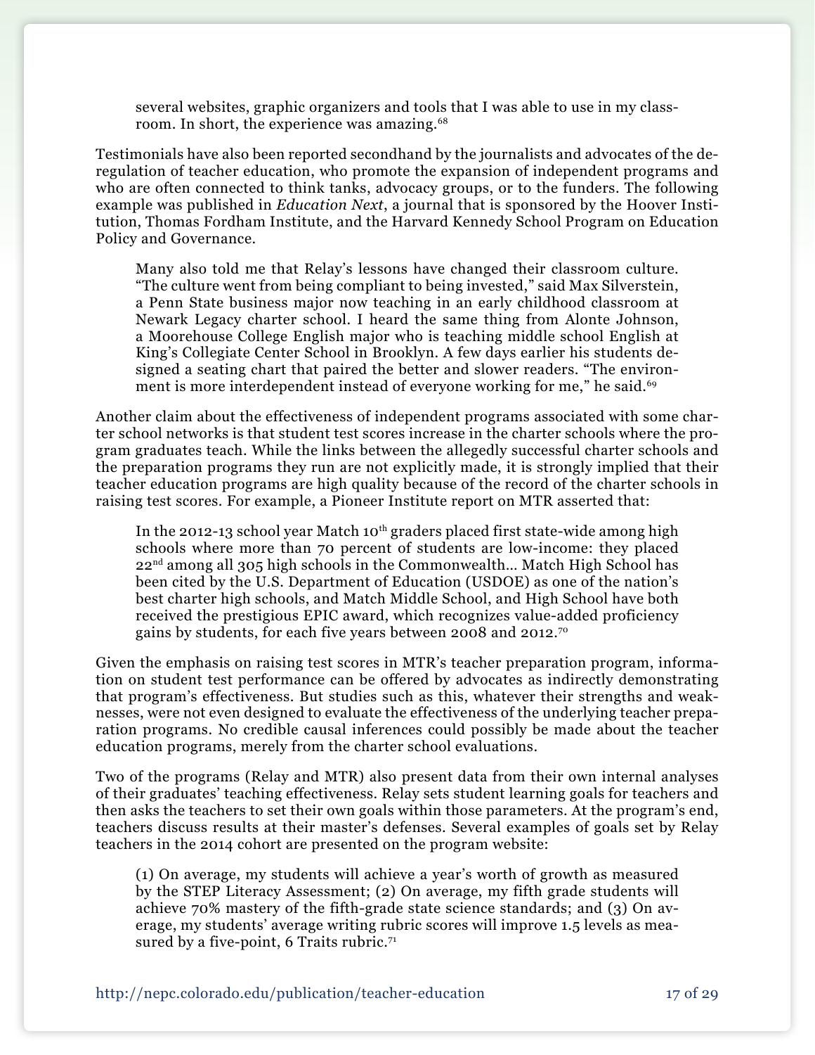> several websites, graphic organizers and tools that I was able to use in my classroom. In short, the experience was amazing.[68]

Testimonials have also been reported secondhand by the journalists and advocates of the deregulation of teacher education, who promote the expansion of independent programs and who are often connected to think tanks, advocacy groups, or to the funders. The following example was published in *Education Next*, a journal that is sponsored by the Hoover Institution, Thomas Fordham Institute, and the Harvard Kennedy School Program on Education Policy and Governance.

> Many also told me that Relay's lessons have changed their classroom culture. "The culture went from being compliant to being invested," said Max Silverstein, a Penn State business major now teaching in an early childhood classroom at Newark Legacy charter school. I heard the same thing from Alonte Johnson, a Moorehouse College English major who is teaching middle school English at King's Collegiate Center School in Brooklyn. A few days earlier his students designed a seating chart that paired the better and slower readers. "The environment is more interdependent instead of everyone working for me," he said.[69]

Another claim about the effectiveness of independent programs associated with some charter school networks is that student test scores increase in the charter schools where the program graduates teach. While the links between the allegedly successful charter schools and the preparation programs they run are not explicitly made, it is strongly implied that their teacher education programs are high quality because of the record of the charter schools in raising test scores. For example, a Pioneer Institute report on MTR asserted that:

> In the 2012-13 school year Match 10th graders placed first state-wide among high schools where more than 70 percent of students are low-income: they placed 22nd among all 305 high schools in the Commonwealth… Match High School has been cited by the U.S. Department of Education (USDOE) as one of the nation's best charter high schools, and Match Middle School, and High School have both received the prestigious EPIC award, which recognizes value-added proficiency gains by students, for each five years between 2008 and 2012.[70]

Given the emphasis on raising test scores in MTR's teacher preparation program, information on student test performance can be offered by advocates as indirectly demonstrating that program's effectiveness. But studies such as this, whatever their strengths and weaknesses, were not even designed to evaluate the effectiveness of the underlying teacher preparation programs. No credible causal inferences could possibly be made about the teacher education programs, merely from the charter school evaluations.

Two of the programs (Relay and MTR) also present data from their own internal analyses of their graduates' teaching effectiveness. Relay sets student learning goals for teachers and then asks the teachers to set their own goals within those parameters. At the program's end, teachers discuss results at their master's defenses. Several examples of goals set by Relay teachers in the 2014 cohort are presented on the program website:

> (1) On average, my students will achieve a year's worth of growth as measured by the STEP Literacy Assessment; (2) On average, my fifth grade students will achieve 70% mastery of the fifth-grade state science standards; and (3) On average, my students' average writing rubric scores will improve 1.5 levels as measured by a five-point, 6 Traits rubric.[71]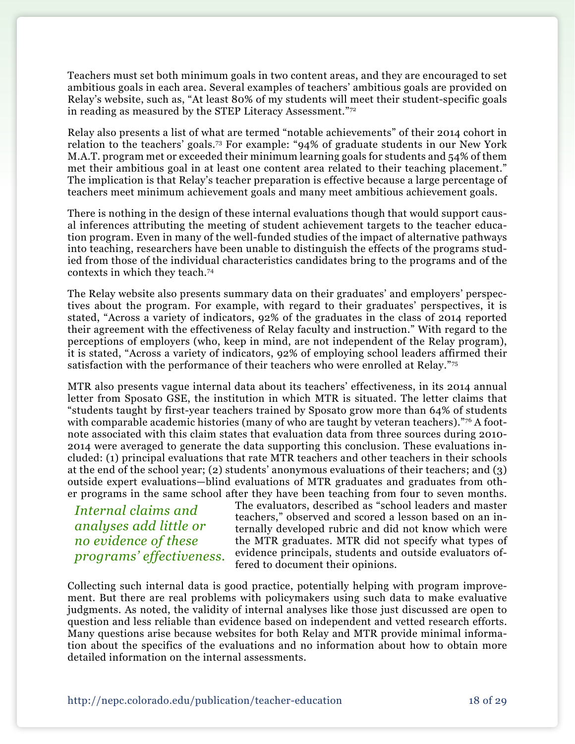Teachers must set both minimum goals in two content areas, and they are encouraged to set ambitious goals in each area. Several examples of teachers' ambitious goals are provided on Relay's website, such as, "At least 80% of my students will meet their student-specific goals in reading as measured by the STEP Literacy Assessment."[72]

Relay also presents a list of what are termed "notable achievements" of their 2014 cohort in relation to the teachers' goals.[73] For example: "94% of graduate students in our New York M.A.T. program met or exceeded their minimum learning goals for students and 54% of them met their ambitious goal in at least one content area related to their teaching placement." The implication is that Relay's teacher preparation is effective because a large percentage of teachers meet minimum achievement goals and many meet ambitious achievement goals.

There is nothing in the design of these internal evaluations though that would support causal inferences attributing the meeting of student achievement targets to the teacher education program. Even in many of the well-funded studies of the impact of alternative pathways into teaching, researchers have been unable to distinguish the effects of the programs studied from those of the individual characteristics candidates bring to the programs and of the contexts in which they teach.[74]

The Relay website also presents summary data on their graduates' and employers' perspectives about the program. For example, with regard to their graduates' perspectives, it is stated, "Across a variety of indicators, 92% of the graduates in the class of 2014 reported their agreement with the effectiveness of Relay faculty and instruction." With regard to the perceptions of employers (who, keep in mind, are not independent of the Relay program), it is stated, "Across a variety of indicators, 92% of employing school leaders affirmed their satisfaction with the performance of their teachers who were enrolled at Relay."[75]

MTR also presents vague internal data about its teachers' effectiveness, in its 2014 annual letter from Sposato GSE, the institution in which MTR is situated. The letter claims that "students taught by first-year teachers trained by Sposato grow more than 64% of students with comparable academic histories (many of who are taught by veteran teachers)."[76] A footnote associated with this claim states that evaluation data from three sources during 2010-2014 were averaged to generate the data supporting this conclusion. These evaluations included: (1) principal evaluations that rate MTR teachers and other teachers in their schools at the end of the school year; (2) students' anonymous evaluations of their teachers; and (3) outside expert evaluations—blind evaluations of MTR graduates and graduates from other programs in the same school after they have been teaching from four to seven months. The evaluators, described as "school leaders and master teachers," observed and scored a lesson based on an internally developed rubric and did not know which were the MTR graduates. MTR did not specify what types of evidence principals, students and outside evaluators offered to document their opinions.

*Internal claims and analyses add little or no evidence of these programs' effectiveness.*

Collecting such internal data is good practice, potentially helping with program improvement. But there are real problems with policymakers using such data to make evaluative judgments. As noted, the validity of internal analyses like those just discussed are open to question and less reliable than evidence based on independent and vetted research efforts. Many questions arise because websites for both Relay and MTR provide minimal information about the specifics of the evaluations and no information about how to obtain more detailed information on the internal assessments.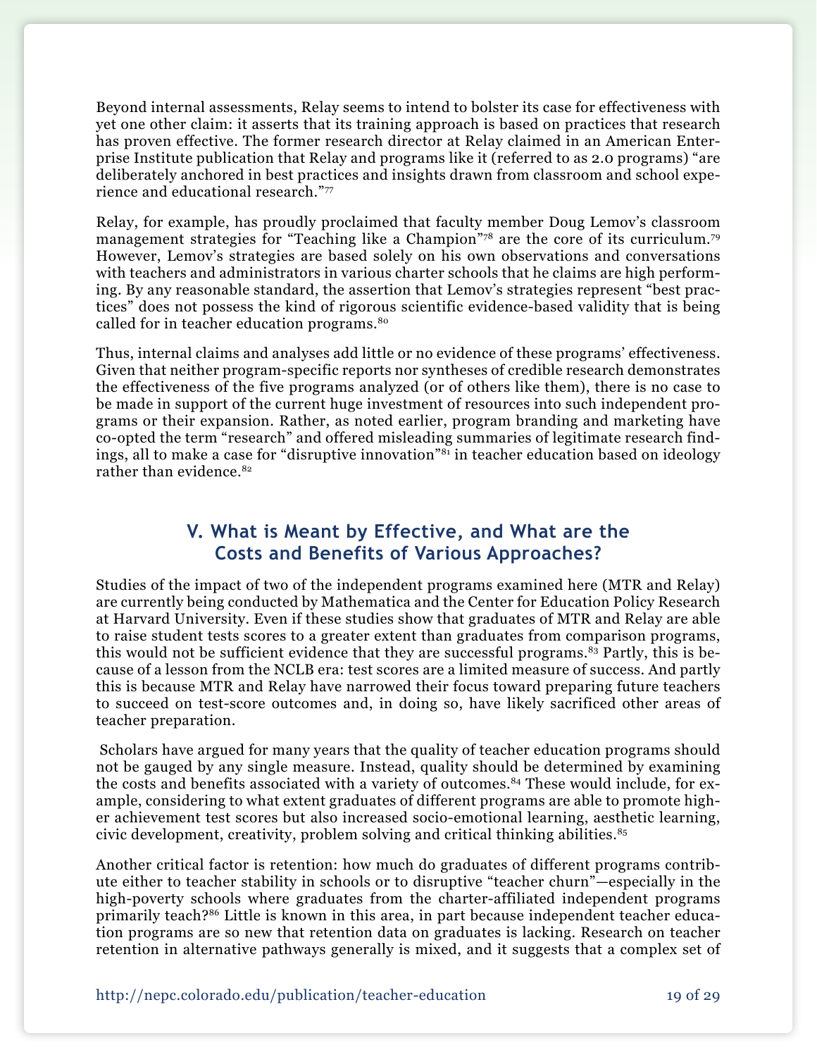Beyond internal assessments, Relay seems to intend to bolster its case for effectiveness with yet one other claim: it asserts that its training approach is based on practices that research has proven effective. The former research director at Relay claimed in an American Enterprise Institute publication that Relay and programs like it (referred to as 2.0 programs) "are deliberately anchored in best practices and insights drawn from classroom and school experience and educational research."[77]

Relay, for example, has proudly proclaimed that faculty member Doug Lemov's classroom management strategies for "Teaching like a Champion"[78] are the core of its curriculum.[79] However, Lemov's strategies are based solely on his own observations and conversations with teachers and administrators in various charter schools that he claims are high performing. By any reasonable standard, the assertion that Lemov's strategies represent "best practices" does not possess the kind of rigorous scientific evidence-based validity that is being called for in teacher education programs.[80]

Thus, internal claims and analyses add little or no evidence of these programs' effectiveness. Given that neither program-specific reports nor syntheses of credible research demonstrates the effectiveness of the five programs analyzed (or of others like them), there is no case to be made in support of the current huge investment of resources into such independent programs or their expansion. Rather, as noted earlier, program branding and marketing have co-opted the term "research" and offered misleading summaries of legitimate research findings, all to make a case for "disruptive innovation"[81] in teacher education based on ideology rather than evidence.[82]

## V. What is Meant by Effective, and What are the Costs and Benefits of Various Approaches?

Studies of the impact of two of the independent programs examined here (MTR and Relay) are currently being conducted by Mathematica and the Center for Education Policy Research at Harvard University. Even if these studies show that graduates of MTR and Relay are able to raise student tests scores to a greater extent than graduates from comparison programs, this would not be sufficient evidence that they are successful programs.[83] Partly, this is because of a lesson from the NCLB era: test scores are a limited measure of success. And partly this is because MTR and Relay have narrowed their focus toward preparing future teachers to succeed on test-score outcomes and, in doing so, have likely sacrificed other areas of teacher preparation.

Scholars have argued for many years that the quality of teacher education programs should not be gauged by any single measure. Instead, quality should be determined by examining the costs and benefits associated with a variety of outcomes.[84] These would include, for example, considering to what extent graduates of different programs are able to promote higher achievement test scores but also increased socio-emotional learning, aesthetic learning, civic development, creativity, problem solving and critical thinking abilities.[85]

Another critical factor is retention: how much do graduates of different programs contribute either to teacher stability in schools or to disruptive "teacher churn"—especially in the high-poverty schools where graduates from the charter-affiliated independent programs primarily teach?[86] Little is known in this area, in part because independent teacher education programs are so new that retention data on graduates is lacking. Research on teacher retention in alternative pathways generally is mixed, and it suggests that a complex set of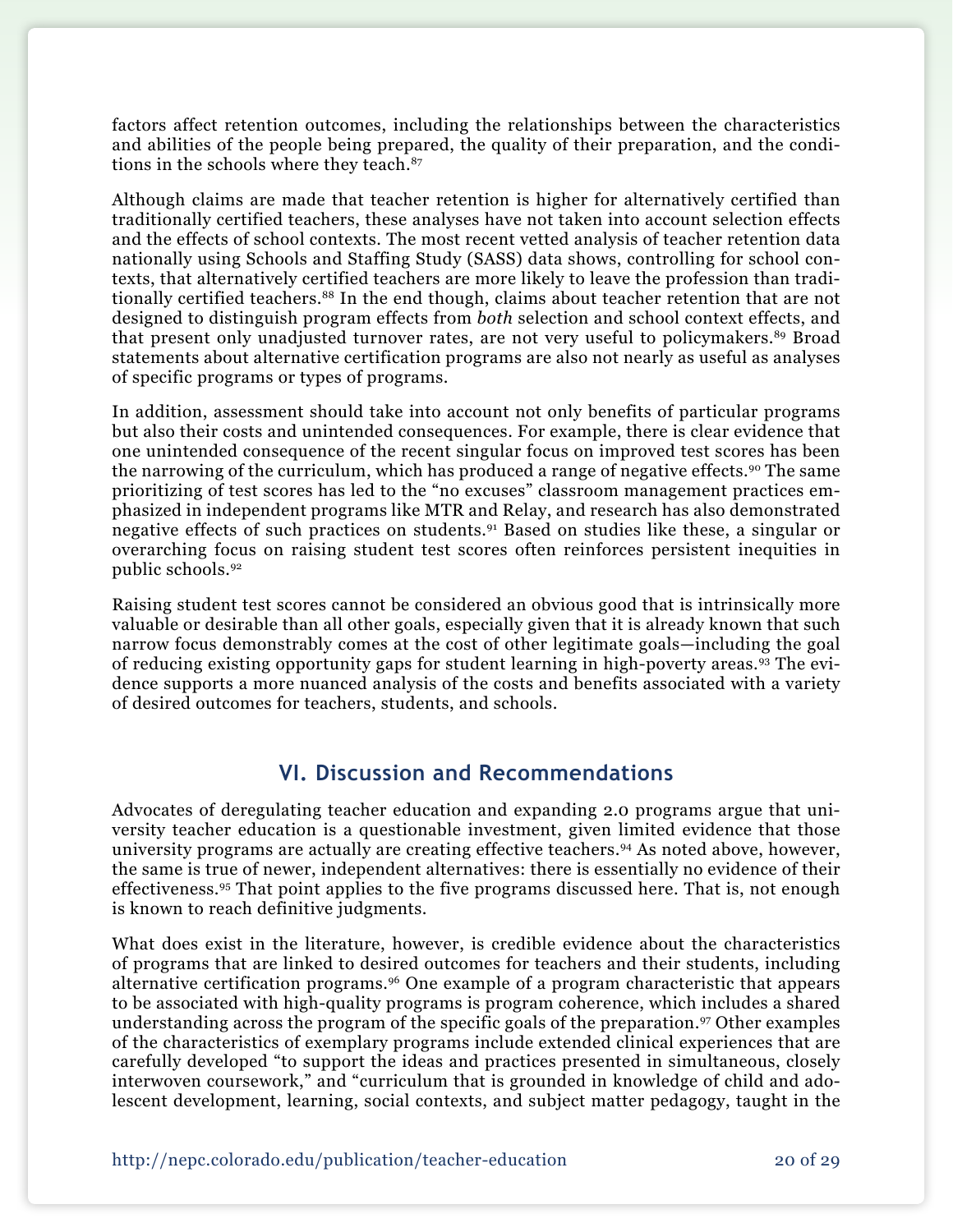factors affect retention outcomes, including the relationships between the characteristics and abilities of the people being prepared, the quality of their preparation, and the conditions in the schools where they teach.[87]

Although claims are made that teacher retention is higher for alternatively certified than traditionally certified teachers, these analyses have not taken into account selection effects and the effects of school contexts. The most recent vetted analysis of teacher retention data nationally using Schools and Staffing Study (SASS) data shows, controlling for school contexts, that alternatively certified teachers are more likely to leave the profession than traditionally certified teachers.[88] In the end though, claims about teacher retention that are not designed to distinguish program effects from *both* selection and school context effects, and that present only unadjusted turnover rates, are not very useful to policymakers.[89] Broad statements about alternative certification programs are also not nearly as useful as analyses of specific programs or types of programs.

In addition, assessment should take into account not only benefits of particular programs but also their costs and unintended consequences. For example, there is clear evidence that one unintended consequence of the recent singular focus on improved test scores has been the narrowing of the curriculum, which has produced a range of negative effects.[90] The same prioritizing of test scores has led to the "no excuses" classroom management practices emphasized in independent programs like MTR and Relay, and research has also demonstrated negative effects of such practices on students.[91] Based on studies like these, a singular or overarching focus on raising student test scores often reinforces persistent inequities in public schools.[92]

Raising student test scores cannot be considered an obvious good that is intrinsically more valuable or desirable than all other goals, especially given that it is already known that such narrow focus demonstrably comes at the cost of other legitimate goals—including the goal of reducing existing opportunity gaps for student learning in high-poverty areas.[93] The evidence supports a more nuanced analysis of the costs and benefits associated with a variety of desired outcomes for teachers, students, and schools.

## VI. Discussion and Recommendations

Advocates of deregulating teacher education and expanding 2.0 programs argue that university teacher education is a questionable investment, given limited evidence that those university programs are actually are creating effective teachers.[94] As noted above, however, the same is true of newer, independent alternatives: there is essentially no evidence of their effectiveness.[95] That point applies to the five programs discussed here. That is, not enough is known to reach definitive judgments.

What does exist in the literature, however, is credible evidence about the characteristics of programs that are linked to desired outcomes for teachers and their students, including alternative certification programs.[96] One example of a program characteristic that appears to be associated with high-quality programs is program coherence, which includes a shared understanding across the program of the specific goals of the preparation.[97] Other examples of the characteristics of exemplary programs include extended clinical experiences that are carefully developed "to support the ideas and practices presented in simultaneous, closely interwoven coursework," and "curriculum that is grounded in knowledge of child and adolescent development, learning, social contexts, and subject matter pedagogy, taught in the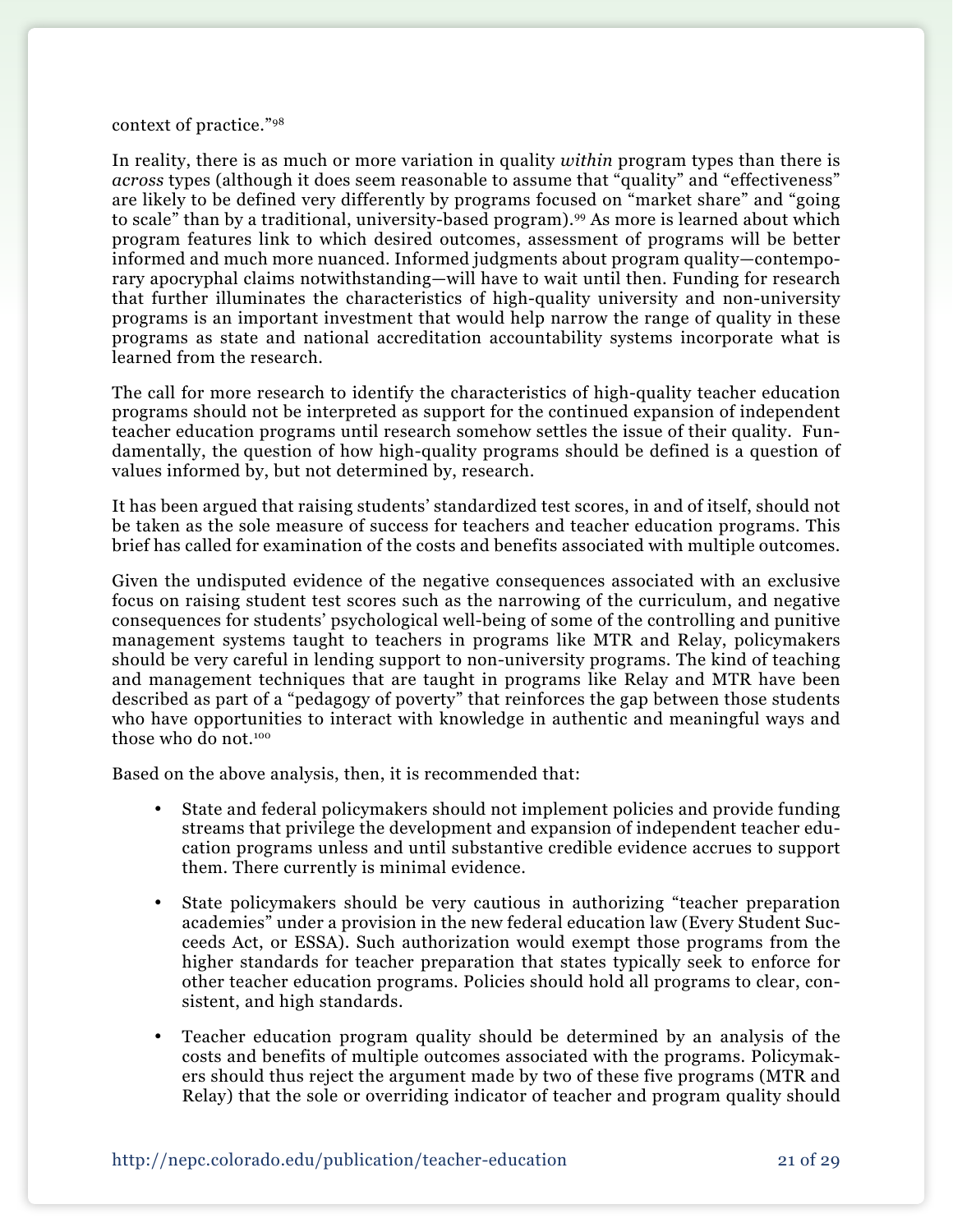context of practice."[98]

In reality, there is as much or more variation in quality *within* program types than there is *across* types (although it does seem reasonable to assume that "quality" and "effectiveness" are likely to be defined very differently by programs focused on "market share" and "going to scale" than by a traditional, university-based program).[99] As more is learned about which program features link to which desired outcomes, assessment of programs will be better informed and much more nuanced. Informed judgments about program quality—contemporary apocryphal claims notwithstanding—will have to wait until then. Funding for research that further illuminates the characteristics of high-quality university and non-university programs is an important investment that would help narrow the range of quality in these programs as state and national accreditation accountability systems incorporate what is learned from the research.

The call for more research to identify the characteristics of high-quality teacher education programs should not be interpreted as support for the continued expansion of independent teacher education programs until research somehow settles the issue of their quality. Fundamentally, the question of how high-quality programs should be defined is a question of values informed by, but not determined by, research.

It has been argued that raising students' standardized test scores, in and of itself, should not be taken as the sole measure of success for teachers and teacher education programs. This brief has called for examination of the costs and benefits associated with multiple outcomes.

Given the undisputed evidence of the negative consequences associated with an exclusive focus on raising student test scores such as the narrowing of the curriculum, and negative consequences for students' psychological well-being of some of the controlling and punitive management systems taught to teachers in programs like MTR and Relay, policymakers should be very careful in lending support to non-university programs. The kind of teaching and management techniques that are taught in programs like Relay and MTR have been described as part of a "pedagogy of poverty" that reinforces the gap between those students who have opportunities to interact with knowledge in authentic and meaningful ways and those who do not.[100]

Based on the above analysis, then, it is recommended that:

- State and federal policymakers should not implement policies and provide funding streams that privilege the development and expansion of independent teacher education programs unless and until substantive credible evidence accrues to support them. There currently is minimal evidence.
- State policymakers should be very cautious in authorizing "teacher preparation academies" under a provision in the new federal education law (Every Student Succeeds Act, or ESSA). Such authorization would exempt those programs from the higher standards for teacher preparation that states typically seek to enforce for other teacher education programs. Policies should hold all programs to clear, consistent, and high standards.
- Teacher education program quality should be determined by an analysis of the costs and benefits of multiple outcomes associated with the programs. Policymakers should thus reject the argument made by two of these five programs (MTR and Relay) that the sole or overriding indicator of teacher and program quality should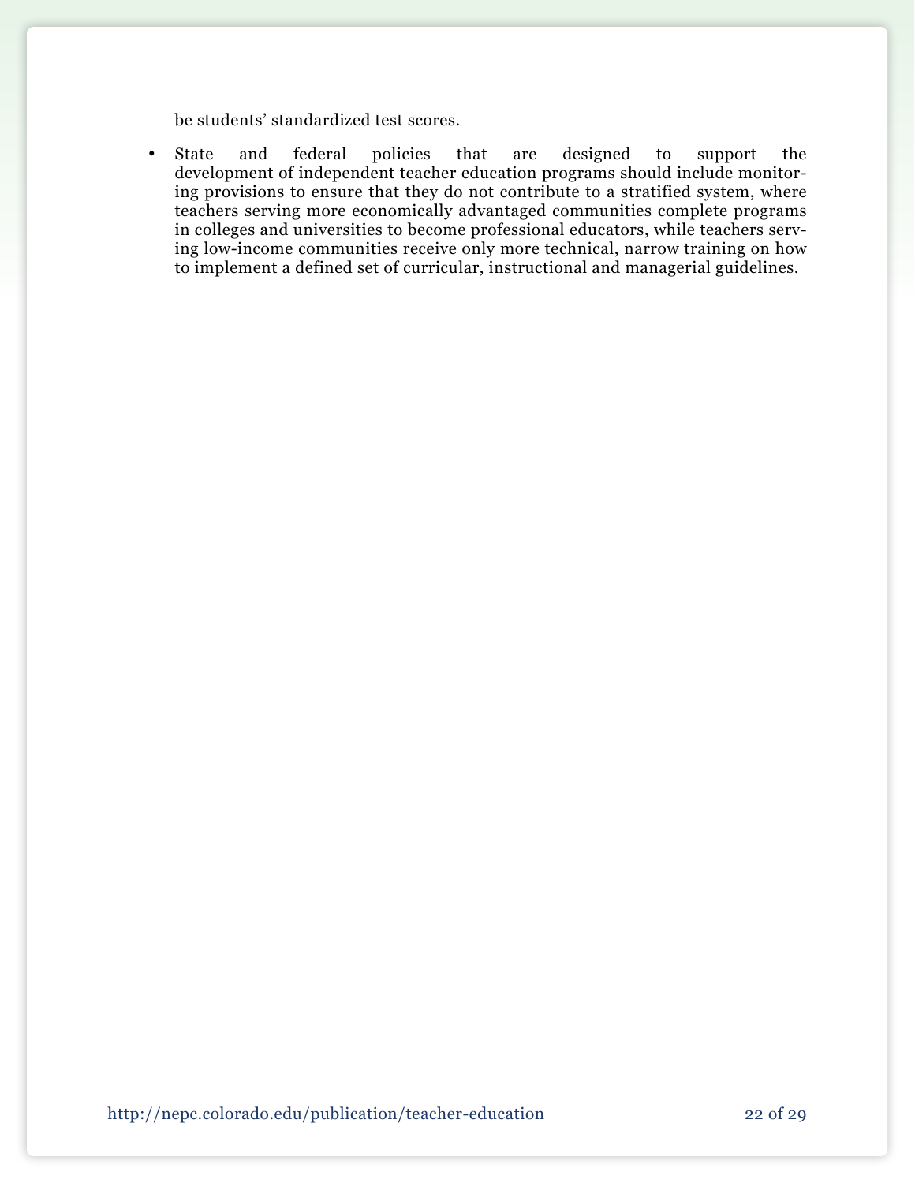be students' standardized test scores.

- State and federal policies that are designed to support the development of independent teacher education programs should include monitoring provisions to ensure that they do not contribute to a stratified system, where teachers serving more economically advantaged communities complete programs in colleges and universities to become professional educators, while teachers serving low-income communities receive only more technical, narrow training on how to implement a defined set of curricular, instructional and managerial guidelines.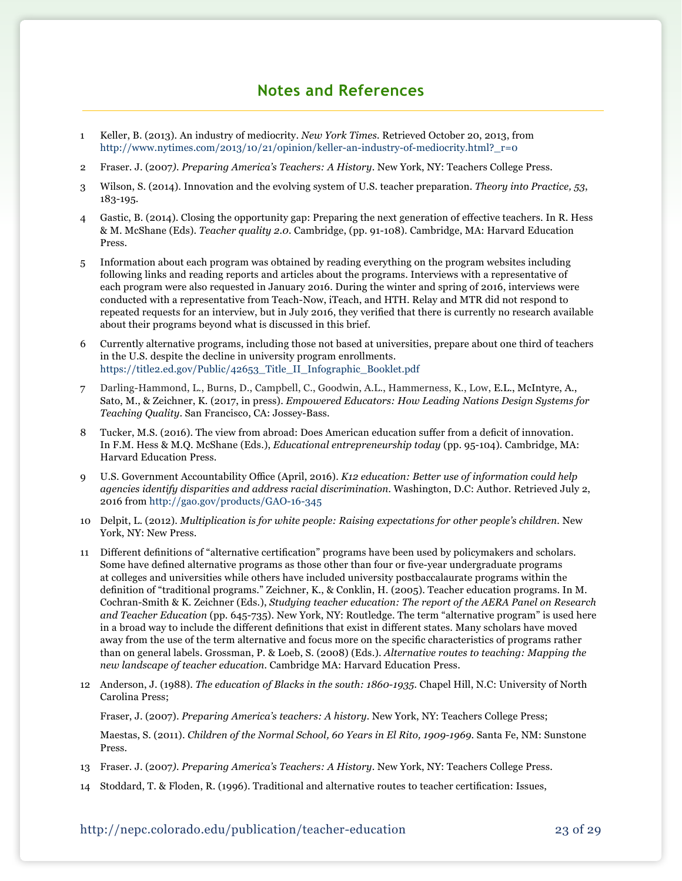## Notes and References

1. Keller, B. (2013). An industry of mediocrity. *New York Times*. Retrieved October 20, 2013, from http://www.nytimes.com/2013/10/21/opinion/keller-an-industry-of-mediocrity.html?_r=0

2. Fraser. J. (2007). *Preparing America's Teachers: A History*. New York, NY: Teachers College Press.

3. Wilson, S. (2014). Innovation and the evolving system of U.S. teacher preparation. *Theory into Practice, 53*, 183-195.

4. Gastic, B. (2014). Closing the opportunity gap: Preparing the next generation of effective teachers. In R. Hess & M. McShane (Eds). *Teacher quality 2.0*. Cambridge, (pp. 91-108). Cambridge, MA: Harvard Education Press.

5. Information about each program was obtained by reading everything on the program websites including following links and reading reports and articles about the programs. Interviews with a representative of each program were also requested in January 2016. During the winter and spring of 2016, interviews were conducted with a representative from Teach-Now, iTeach, and HTH. Relay and MTR did not respond to repeated requests for an interview, but in July 2016, they verified that there is currently no research available about their programs beyond what is discussed in this brief.

6. Currently alternative programs, including those not based at universities, prepare about one third of teachers in the U.S. despite the decline in university program enrollments. https://title2.ed.gov/Public/42653_Title_II_Infographic_Booklet.pdf

7. Darling-Hammond, L., Burns, D., Campbell, C., Goodwin, A.L., Hammerness, K., Low, E.L., McIntyre, A., Sato, M., & Zeichner, K. (2017, in press). *Empowered Educators: How Leading Nations Design Systems for Teaching Quality*. San Francisco, CA: Jossey-Bass.

8. Tucker, M.S. (2016). The view from abroad: Does American education suffer from a deficit of innovation. In F.M. Hess & M.Q. McShane (Eds.), *Educational entrepreneurship today* (pp. 95-104). Cambridge, MA: Harvard Education Press.

9. U.S. Government Accountability Office (April, 2016). *K12 education: Better use of information could help agencies identify disparities and address racial discrimination*. Washington, D.C: Author. Retrieved July 2, 2016 from http://gao.gov/products/GAO-16-345

10. Delpit, L. (2012). *Multiplication is for white people: Raising expectations for other people's children*. New York, NY: New Press.

11. Different definitions of "alternative certification" programs have been used by policymakers and scholars. Some have defined alternative programs as those other than four or five-year undergraduate programs at colleges and universities while others have included university postbaccalaurate programs within the definition of "traditional programs." Zeichner, K., & Conklin, H. (2005). Teacher education programs. In M. Cochran-Smith & K. Zeichner (Eds.), *Studying teacher education: The report of the AERA Panel on Research and Teacher Education* (pp. 645-735). New York, NY: Routledge. The term "alternative program" is used here in a broad way to include the different definitions that exist in different states. Many scholars have moved away from the use of the term alternative and focus more on the specific characteristics of programs rather than on general labels. Grossman, P. & Loeb, S. (2008) (Eds.). *Alternative routes to teaching: Mapping the new landscape of teacher education*. Cambridge MA: Harvard Education Press.

12. Anderson, J. (1988). *The education of Blacks in the south: 1860-1935*. Chapel Hill, N.C: University of North Carolina Press;

    Fraser, J. (2007). *Preparing America's teachers: A history*. New York, NY: Teachers College Press;

    Maestas, S. (2011). *Children of the Normal School, 60 Years in El Rito, 1909-1969*. Santa Fe, NM: Sunstone Press.

13. Fraser. J. (2007). *Preparing America's Teachers: A History*. New York, NY: Teachers College Press.

14. Stoddard, T. & Floden, R. (1996). Traditional and alternative routes to teacher certification: Issues,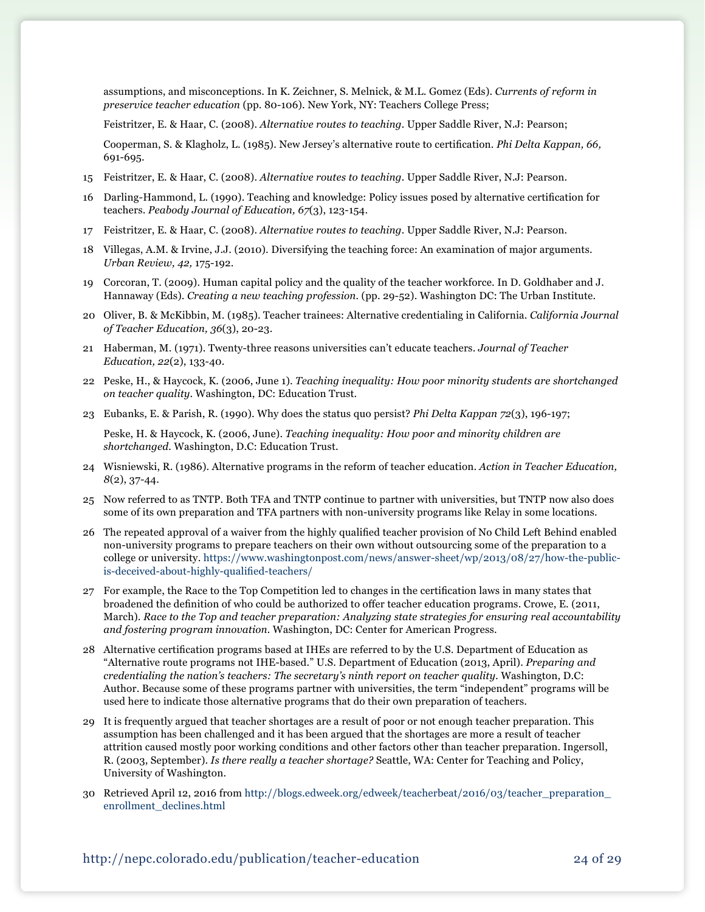assumptions, and misconceptions. In K. Zeichner, S. Melnick, & M.L. Gomez (Eds). *Currents of reform in preservice teacher education* (pp. 80-106). New York, NY: Teachers College Press;

Feistritzer, E. & Haar, C. (2008). *Alternative routes to teaching*. Upper Saddle River, N.J: Pearson;

Cooperman, S. & Klagholz, L. (1985). New Jersey's alternative route to certification. *Phi Delta Kappan, 66,* 691-695.

15 Feistritzer, E. & Haar, C. (2008). *Alternative routes to teaching*. Upper Saddle River, N.J: Pearson.

16 Darling-Hammond, L. (1990). Teaching and knowledge: Policy issues posed by alternative certification for teachers. *Peabody Journal of Education, 67*(3), 123-154.

17 Feistritzer, E. & Haar, C. (2008). *Alternative routes to teaching*. Upper Saddle River, N.J: Pearson.

18 Villegas, A.M. & Irvine, J.J. (2010). Diversifying the teaching force: An examination of major arguments. *Urban Review, 42,* 175-192.

19 Corcoran, T. (2009). Human capital policy and the quality of the teacher workforce. In D. Goldhaber and J. Hannaway (Eds). *Creating a new teaching profession.* (pp. 29-52). Washington DC: The Urban Institute.

20 Oliver, B. & McKibbin, M. (1985). Teacher trainees: Alternative credentialing in California. *California Journal of Teacher Education, 36*(3), 20-23.

21 Haberman, M. (1971). Twenty-three reasons universities can't educate teachers. *Journal of Teacher Education, 22*(2), 133-40.

22 Peske, H., & Haycock, K. (2006, June 1). *Teaching inequality: How poor minority students are shortchanged on teacher quality*. Washington, DC: Education Trust.

23 Eubanks, E. & Parish, R. (1990). Why does the status quo persist? *Phi Delta Kappan 72*(3), 196-197;

Peske, H. & Haycock, K. (2006, June). *Teaching inequality: How poor and minority children are shortchanged*. Washington, D.C: Education Trust.

24 Wisniewski, R. (1986). Alternative programs in the reform of teacher education. *Action in Teacher Education, 8*(2), 37-44.

25 Now referred to as TNTP. Both TFA and TNTP continue to partner with universities, but TNTP now also does some of its own preparation and TFA partners with non-university programs like Relay in some locations.

26 The repeated approval of a waiver from the highly qualified teacher provision of No Child Left Behind enabled non-university programs to prepare teachers on their own without outsourcing some of the preparation to a college or university. https://www.washingtonpost.com/news/answer-sheet/wp/2013/08/27/how-the-public-is-deceived-about-highly-qualified-teachers/

27 For example, the Race to the Top Competition led to changes in the certification laws in many states that broadened the definition of who could be authorized to offer teacher education programs. Crowe, E. (2011, March). *Race to the Top and teacher preparation: Analyzing state strategies for ensuring real accountability and fostering program innovation*. Washington, DC: Center for American Progress.

28 Alternative certification programs based at IHEs are referred to by the U.S. Department of Education as "Alternative route programs not IHE-based." U.S. Department of Education (2013, April). *Preparing and credentialing the nation's teachers: The secretary's ninth report on teacher quality*. Washington, D.C: Author. Because some of these programs partner with universities, the term "independent" programs will be used here to indicate those alternative programs that do their own preparation of teachers.

29 It is frequently argued that teacher shortages are a result of poor or not enough teacher preparation. This assumption has been challenged and it has been argued that the shortages are more a result of teacher attrition caused mostly poor working conditions and other factors other than teacher preparation. Ingersoll, R. (2003, September). *Is there really a teacher shortage?* Seattle, WA: Center for Teaching and Policy, University of Washington.

30 Retrieved April 12, 2016 from http://blogs.edweek.org/edweek/teacherbeat/2016/03/teacher_preparation_enrollment_declines.html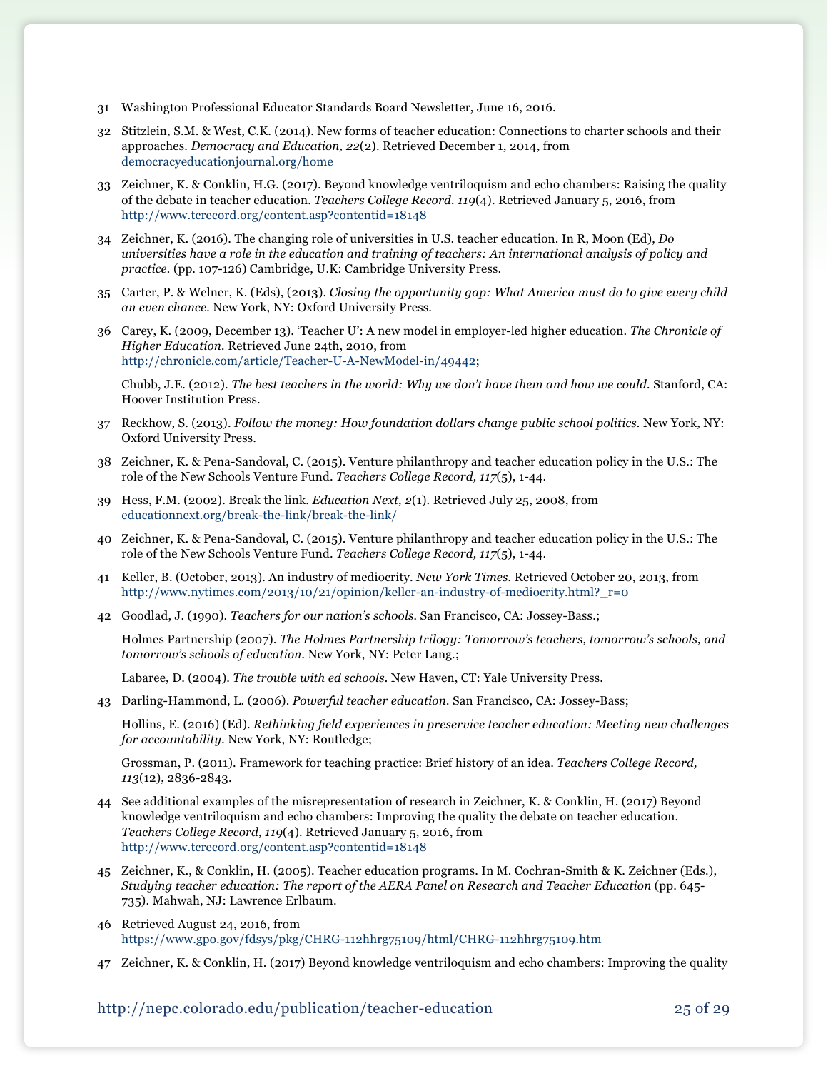31 Washington Professional Educator Standards Board Newsletter, June 16, 2016.

32 Stitzlein, S.M. & West, C.K. (2014). New forms of teacher education: Connections to charter schools and their approaches. *Democracy and Education, 22*(2). Retrieved December 1, 2014, from democracyeducationjournal.org/home

33 Zeichner, K. & Conklin, H.G. (2017). Beyond knowledge ventriloquism and echo chambers: Raising the quality of the debate in teacher education. *Teachers College Record. 119*(4). Retrieved January 5, 2016, from http://www.tcrecord.org/content.asp?contentid=18148

34 Zeichner, K. (2016). The changing role of universities in U.S. teacher education. In R, Moon (Ed), *Do universities have a role in the education and training of teachers: An international analysis of policy and practice*. (pp. 107-126) Cambridge, U.K: Cambridge University Press.

35 Carter, P. & Welner, K. (Eds), (2013). *Closing the opportunity gap: What America must do to give every child an even chance*. New York, NY: Oxford University Press.

36 Carey, K. (2009, December 13). 'Teacher U': A new model in employer-led higher education. *The Chronicle of Higher Education*. Retrieved June 24th, 2010, from http://chronicle.com/article/Teacher-U-A-NewModel-in/49442;

Chubb, J.E. (2012). *The best teachers in the world: Why we don't have them and how we could*. Stanford, CA: Hoover Institution Press.

37 Reckhow, S. (2013). *Follow the money: How foundation dollars change public school politics*. New York, NY: Oxford University Press.

38 Zeichner, K. & Pena-Sandoval, C. (2015). Venture philanthropy and teacher education policy in the U.S.: The role of the New Schools Venture Fund. *Teachers College Record, 117*(5), 1-44.

39 Hess, F.M. (2002). Break the link. *Education Next, 2*(1). Retrieved July 25, 2008, from educationnext.org/break-the-link/break-the-link/

40 Zeichner, K. & Pena-Sandoval, C. (2015). Venture philanthropy and teacher education policy in the U.S.: The role of the New Schools Venture Fund. *Teachers College Record, 117*(5), 1-44.

41 Keller, B. (October, 2013). An industry of mediocrity. *New York Times*. Retrieved October 20, 2013, from http://www.nytimes.com/2013/10/21/opinion/keller-an-industry-of-mediocrity.html?_r=0

42 Goodlad, J. (1990). *Teachers for our nation's schools*. San Francisco, CA: Jossey-Bass.;

Holmes Partnership (2007). *The Holmes Partnership trilogy: Tomorrow's teachers, tomorrow's schools, and tomorrow's schools of education*. New York, NY: Peter Lang.;

Labaree, D. (2004). *The trouble with ed schools*. New Haven, CT: Yale University Press.

43 Darling-Hammond, L. (2006). *Powerful teacher education*. San Francisco, CA: Jossey-Bass;

Hollins, E. (2016) (Ed). *Rethinking field experiences in preservice teacher education: Meeting new challenges for accountability*. New York, NY: Routledge;

Grossman, P. (2011). Framework for teaching practice: Brief history of an idea. *Teachers College Record, 113*(12), 2836-2843.

44 See additional examples of the misrepresentation of research in Zeichner, K. & Conklin, H. (2017) Beyond knowledge ventriloquism and echo chambers: Improving the quality the debate on teacher education. *Teachers College Record, 119*(4). Retrieved January 5, 2016, from http://www.tcrecord.org/content.asp?contentid=18148

45 Zeichner, K., & Conklin, H. (2005). Teacher education programs. In M. Cochran-Smith & K. Zeichner (Eds.), *Studying teacher education: The report of the AERA Panel on Research and Teacher Education* (pp. 645-735). Mahwah, NJ: Lawrence Erlbaum.

46 Retrieved August 24, 2016, from https://www.gpo.gov/fdsys/pkg/CHRG-112hhrg75109/html/CHRG-112hhrg75109.htm

47 Zeichner, K. & Conklin, H. (2017) Beyond knowledge ventriloquism and echo chambers: Improving the quality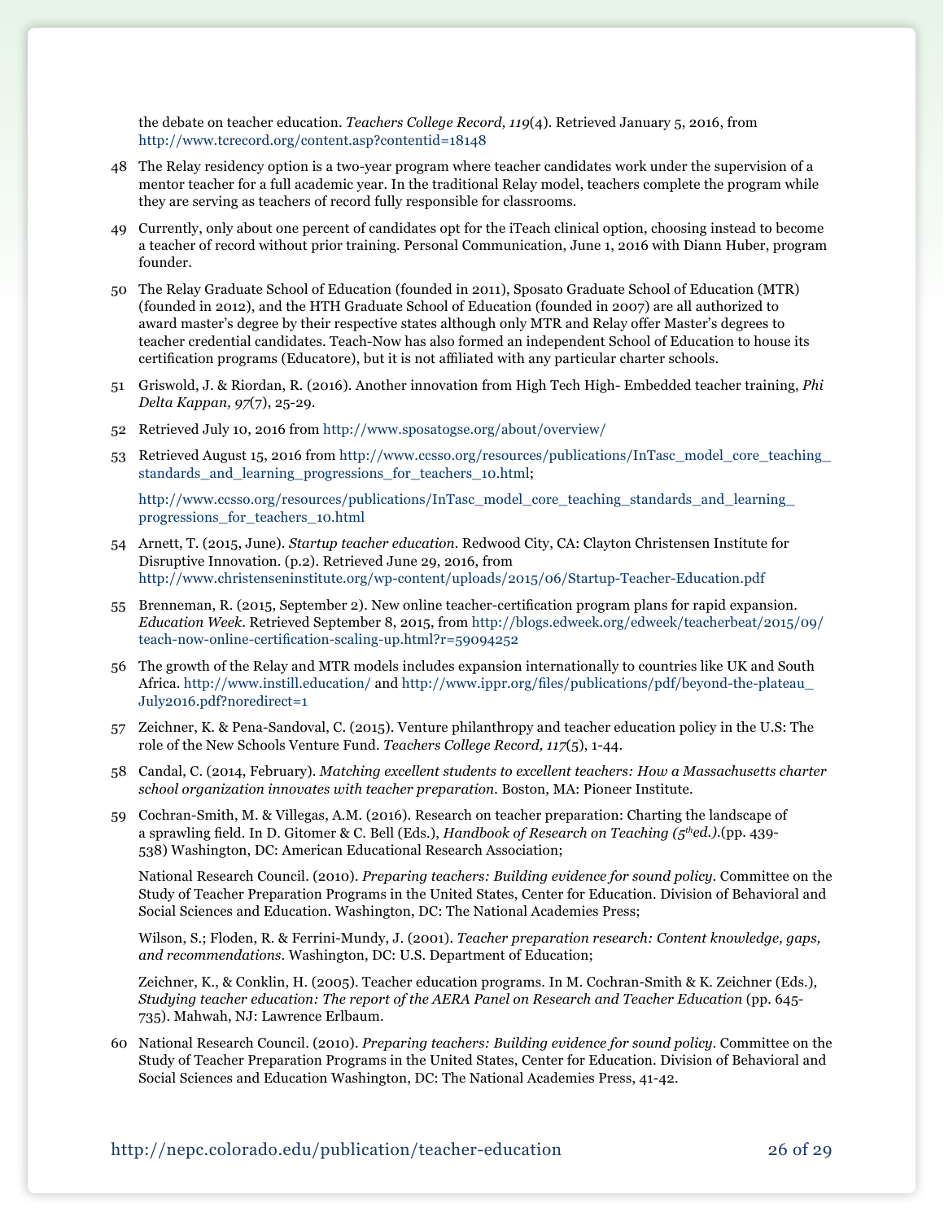the debate on teacher education. *Teachers College Record, 119*(4). Retrieved January 5, 2016, from http://www.tcrecord.org/content.asp?contentid=18148

48 The Relay residency option is a two-year program where teacher candidates work under the supervision of a mentor teacher for a full academic year. In the traditional Relay model, teachers complete the program while they are serving as teachers of record fully responsible for classrooms.

49 Currently, only about one percent of candidates opt for the iTeach clinical option, choosing instead to become a teacher of record without prior training. Personal Communication, June 1, 2016 with Diann Huber, program founder.

50 The Relay Graduate School of Education (founded in 2011), Sposato Graduate School of Education (MTR) (founded in 2012), and the HTH Graduate School of Education (founded in 2007) are all authorized to award master's degree by their respective states although only MTR and Relay offer Master's degrees to teacher credential candidates. Teach-Now has also formed an independent School of Education to house its certification programs (Educatore), but it is not affiliated with any particular charter schools.

51 Griswold, J. & Riordan, R. (2016). Another innovation from High Tech High- Embedded teacher training, *Phi Delta Kappan, 97*(7), 25-29.

52 Retrieved July 10, 2016 from http://www.sposatogse.org/about/overview/

53 Retrieved August 15, 2016 from http://www.ccsso.org/resources/publications/InTasc_model_core_teaching_standards_and_learning_progressions_for_teachers_10.html;

http://www.ccsso.org/resources/publications/InTasc_model_core_teaching_standards_and_learning_progressions_for_teachers_10.html

54 Arnett, T. (2015, June). *Startup teacher education*. Redwood City, CA: Clayton Christensen Institute for Disruptive Innovation. (p.2). Retrieved June 29, 2016, from http://www.christenseninstitute.org/wp-content/uploads/2015/06/Startup-Teacher-Education.pdf

55 Brenneman, R. (2015, September 2). New online teacher-certification program plans for rapid expansion. *Education Week*. Retrieved September 8, 2015, from http://blogs.edweek.org/edweek/teacherbeat/2015/09/teach-now-online-certification-scaling-up.html?r=59094252

56 The growth of the Relay and MTR models includes expansion internationally to countries like UK and South Africa. http://www.instill.education/ and http://www.ippr.org/files/publications/pdf/beyond-the-plateau_July2016.pdf?noredirect=1

57 Zeichner, K. & Pena-Sandoval, C. (2015). Venture philanthropy and teacher education policy in the U.S: The role of the New Schools Venture Fund. *Teachers College Record, 117*(5), 1-44.

58 Candal, C. (2014, February). *Matching excellent students to excellent teachers: How a Massachusetts charter school organization innovates with teacher preparation*. Boston, MA: Pioneer Institute.

59 Cochran-Smith, M. & Villegas, A.M. (2016). Research on teacher preparation: Charting the landscape of a sprawling field. In D. Gitomer & C. Bell (Eds.), *Handbook of Research on Teaching (5th ed.).*(pp. 439-538) Washington, DC: American Educational Research Association;

National Research Council. (2010). *Preparing teachers: Building evidence for sound policy*. Committee on the Study of Teacher Preparation Programs in the United States, Center for Education. Division of Behavioral and Social Sciences and Education. Washington, DC: The National Academies Press;

Wilson, S.; Floden, R. & Ferrini-Mundy, J. (2001). *Teacher preparation research: Content knowledge, gaps, and recommendations*. Washington, DC: U.S. Department of Education;

Zeichner, K., & Conklin, H. (2005). Teacher education programs. In M. Cochran-Smith & K. Zeichner (Eds.), *Studying teacher education: The report of the AERA Panel on Research and Teacher Education* (pp. 645-735). Mahwah, NJ: Lawrence Erlbaum.

60 National Research Council. (2010). *Preparing teachers: Building evidence for sound policy*. Committee on the Study of Teacher Preparation Programs in the United States, Center for Education. Division of Behavioral and Social Sciences and Education Washington, DC: The National Academies Press, 41-42.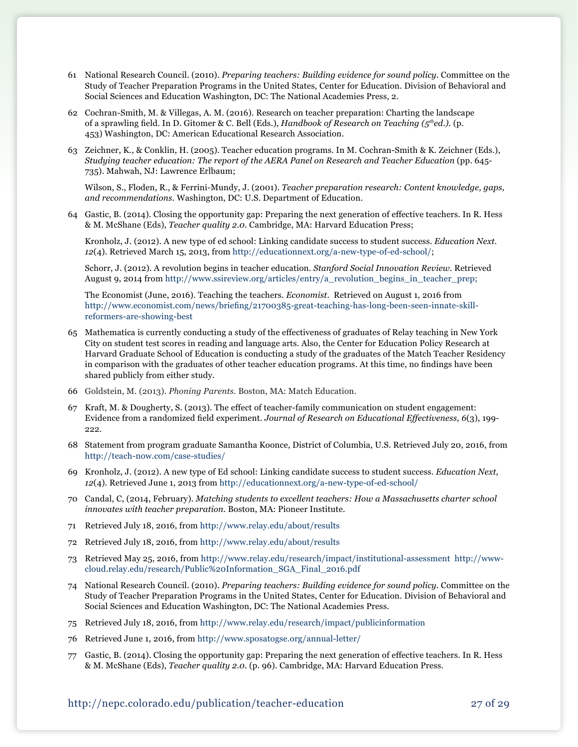61 National Research Council. (2010). *Preparing teachers: Building evidence for sound policy*. Committee on the Study of Teacher Preparation Programs in the United States, Center for Education. Division of Behavioral and Social Sciences and Education Washington, DC: The National Academies Press, 2.

62 Cochran-Smith, M. & Villegas, A. M. (2016). Research on teacher preparation: Charting the landscape of a sprawling field. In D. Gitomer & C. Bell (Eds.), *Handbook of Research on Teaching (5th ed.)*. (p. 453) Washington, DC: American Educational Research Association.

63 Zeichner, K., & Conklin, H. (2005). Teacher education programs. In M. Cochran-Smith & K. Zeichner (Eds.), *Studying teacher education: The report of the AERA Panel on Research and Teacher Education* (pp. 645-735). Mahwah, NJ: Lawrence Erlbaum;

Wilson, S., Floden, R., & Ferrini-Mundy, J. (2001). *Teacher preparation research: Content knowledge, gaps, and recommendations*. Washington, DC: U.S. Department of Education.

64 Gastic, B. (2014). Closing the opportunity gap: Preparing the next generation of effective teachers. In R. Hess & M. McShane (Eds), *Teacher quality 2.0*. Cambridge, MA: Harvard Education Press;

Kronholz, J. (2012). A new type of ed school: Linking candidate success to student success. *Education Next*. *12*(4). Retrieved March 15, 2013, from http://educationnext.org/a-new-type-of-ed-school/;

Schorr, J. (2012). A revolution begins in teacher education. *Stanford Social Innovation Review*. Retrieved August 9, 2014 from http://www.ssireview.org/articles/entry/a_revolution_begins_in_teacher_prep;

The Economist (June, 2016). Teaching the teachers. *Economist*. Retrieved on August 1, 2016 from http://www.economist.com/news/briefing/21700385-great-teaching-has-long-been-seen-innate-skill-reformers-are-showing-best

65 Mathematica is currently conducting a study of the effectiveness of graduates of Relay teaching in New York City on student test scores in reading and language arts. Also, the Center for Education Policy Research at Harvard Graduate School of Education is conducting a study of the graduates of the Match Teacher Residency in comparison with the graduates of other teacher education programs. At this time, no findings have been shared publicly from either study.

66 Goldstein, M. (2013). *Phoning Parents*. Boston, MA: Match Education.

67 Kraft, M. & Dougherty, S. (2013). The effect of teacher-family communication on student engagement: Evidence from a randomized field experiment. *Journal of Research on Educational Effectiveness, 6*(3), 199-222.

68 Statement from program graduate Samantha Koonce, District of Columbia, U.S. Retrieved July 20, 2016, from http://teach-now.com/case-studies/

69 Kronholz, J. (2012). A new type of Ed school: Linking candidate success to student success. *Education Next, 12*(4). Retrieved June 1, 2013 from http://educationnext.org/a-new-type-of-ed-school/

70 Candal, C, (2014, February). *Matching students to excellent teachers: How a Massachusetts charter school innovates with teacher preparation*. Boston, MA: Pioneer Institute.

71 Retrieved July 18, 2016, from http://www.relay.edu/about/results

72 Retrieved July 18, 2016, from http://www.relay.edu/about/results

73 Retrieved May 25, 2016, from http://www.relay.edu/research/impact/institutional-assessment http://www-cloud.relay.edu/research/Public%20Information_SGA_Final_2016.pdf

74 National Research Council. (2010). *Preparing teachers: Building evidence for sound policy*. Committee on the Study of Teacher Preparation Programs in the United States, Center for Education. Division of Behavioral and Social Sciences and Education Washington, DC: The National Academies Press.

75 Retrieved July 18, 2016, from http://www.relay.edu/research/impact/publicinformation

76 Retrieved June 1, 2016, from http://www.sposatogse.org/annual-letter/

77 Gastic, B. (2014). Closing the opportunity gap: Preparing the next generation of effective teachers. In R. Hess & M. McShane (Eds), *Teacher quality 2.0*. (p. 96). Cambridge, MA: Harvard Education Press.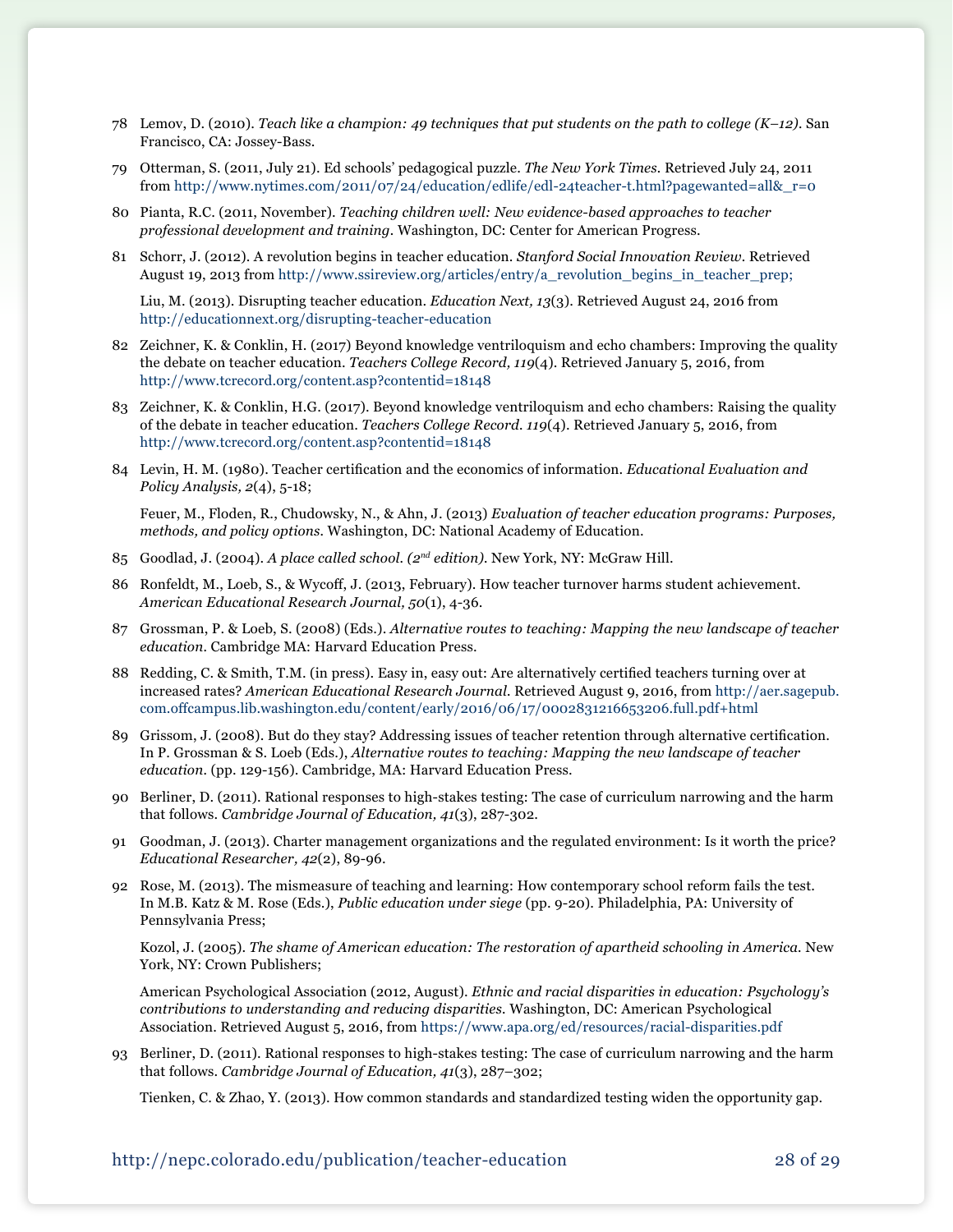78 Lemov, D. (2010). *Teach like a champion: 49 techniques that put students on the path to college (K–12)*. San Francisco, CA: Jossey-Bass.

79 Otterman, S. (2011, July 21). Ed schools' pedagogical puzzle. *The New York Times*. Retrieved July 24, 2011 from http://www.nytimes.com/2011/07/24/education/edlife/edl-24teacher-t.html?pagewanted=all&_r=0

80 Pianta, R.C. (2011, November). *Teaching children well: New evidence-based approaches to teacher professional development and training*. Washington, DC: Center for American Progress.

81 Schorr, J. (2012). A revolution begins in teacher education. *Stanford Social Innovation Review*. Retrieved August 19, 2013 from http://www.ssireview.org/articles/entry/a_revolution_begins_in_teacher_prep;

Liu, M. (2013). Disrupting teacher education. *Education Next, 13*(3). Retrieved August 24, 2016 from http://educationnext.org/disrupting-teacher-education

82 Zeichner, K. & Conklin, H. (2017) Beyond knowledge ventriloquism and echo chambers: Improving the quality the debate on teacher education. *Teachers College Record, 119*(4). Retrieved January 5, 2016, from http://www.tcrecord.org/content.asp?contentid=18148

83 Zeichner, K. & Conklin, H.G. (2017). Beyond knowledge ventriloquism and echo chambers: Raising the quality of the debate in teacher education. *Teachers College Record. 119*(4). Retrieved January 5, 2016, from http://www.tcrecord.org/content.asp?contentid=18148

84 Levin, H. M. (1980). Teacher certification and the economics of information. *Educational Evaluation and Policy Analysis, 2*(4), 5-18;

Feuer, M., Floden, R., Chudowsky, N., & Ahn, J. (2013) *Evaluation of teacher education programs: Purposes, methods, and policy options*. Washington, DC: National Academy of Education.

85 Goodlad, J. (2004). *A place called school. (2nd edition)*. New York, NY: McGraw Hill.

86 Ronfeldt, M., Loeb, S., & Wycoff, J. (2013, February). How teacher turnover harms student achievement. *American Educational Research Journal, 50*(1), 4-36.

87 Grossman, P. & Loeb, S. (2008) (Eds.). *Alternative routes to teaching: Mapping the new landscape of teacher education*. Cambridge MA: Harvard Education Press.

88 Redding, C. & Smith, T.M. (in press). Easy in, easy out: Are alternatively certified teachers turning over at increased rates? *American Educational Research Journal*. Retrieved August 9, 2016, from http://aer.sagepub.com.offcampus.lib.washington.edu/content/early/2016/06/17/0002831216653206.full.pdf+html

89 Grissom, J. (2008). But do they stay? Addressing issues of teacher retention through alternative certification. In P. Grossman & S. Loeb (Eds.), *Alternative routes to teaching: Mapping the new landscape of teacher education*. (pp. 129-156). Cambridge, MA: Harvard Education Press.

90 Berliner, D. (2011). Rational responses to high-stakes testing: The case of curriculum narrowing and the harm that follows. *Cambridge Journal of Education, 41*(3), 287-302.

91 Goodman, J. (2013). Charter management organizations and the regulated environment: Is it worth the price? *Educational Researcher, 42*(2), 89-96.

92 Rose, M. (2013). The mismeasure of teaching and learning: How contemporary school reform fails the test. In M.B. Katz & M. Rose (Eds.), *Public education under siege* (pp. 9-20). Philadelphia, PA: University of Pennsylvania Press;

Kozol, J. (2005). *The shame of American education: The restoration of apartheid schooling in America*. New York, NY: Crown Publishers;

American Psychological Association (2012, August). *Ethnic and racial disparities in education: Psychology's contributions to understanding and reducing disparities*. Washington, DC: American Psychological Association. Retrieved August 5, 2016, from https://www.apa.org/ed/resources/racial-disparities.pdf

93 Berliner, D. (2011). Rational responses to high-stakes testing: The case of curriculum narrowing and the harm that follows. *Cambridge Journal of Education, 41*(3), 287–302;

Tienken, C. & Zhao, Y. (2013). How common standards and standardized testing widen the opportunity gap.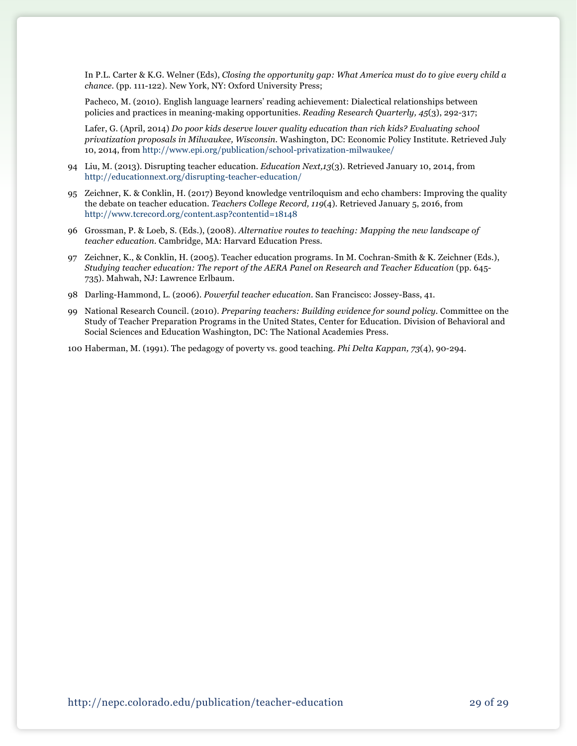In P.L. Carter & K.G. Welner (Eds), *Closing the opportunity gap: What America must do to give every child a chance*. (pp. 111-122). New York, NY: Oxford University Press;

Pacheco, M. (2010). English language learners' reading achievement: Dialectical relationships between policies and practices in meaning-making opportunities. *Reading Research Quarterly, 45*(3), 292-317;

Lafer, G. (April, 2014) *Do poor kids deserve lower quality education than rich kids? Evaluating school privatization proposals in Milwaukee, Wisconsin*. Washington, DC: Economic Policy Institute. Retrieved July 10, 2014, from http://www.epi.org/publication/school-privatization-milwaukee/

94 Liu, M. (2013). Disrupting teacher education. *Education Next,13*(3). Retrieved January 10, 2014, from http://educationnext.org/disrupting-teacher-education/

95 Zeichner, K. & Conklin, H. (2017) Beyond knowledge ventriloquism and echo chambers: Improving the quality the debate on teacher education. *Teachers College Record, 119*(4). Retrieved January 5, 2016, from http://www.tcrecord.org/content.asp?contentid=18148

96 Grossman, P. & Loeb, S. (Eds.), (2008). *Alternative routes to teaching: Mapping the new landscape of teacher education*. Cambridge, MA: Harvard Education Press.

97 Zeichner, K., & Conklin, H. (2005). Teacher education programs. In M. Cochran-Smith & K. Zeichner (Eds.), *Studying teacher education: The report of the AERA Panel on Research and Teacher Education* (pp. 645-735). Mahwah, NJ: Lawrence Erlbaum.

98 Darling-Hammond, L. (2006). *Powerful teacher education*. San Francisco: Jossey-Bass, 41.

99 National Research Council. (2010). *Preparing teachers: Building evidence for sound policy*. Committee on the Study of Teacher Preparation Programs in the United States, Center for Education. Division of Behavioral and Social Sciences and Education Washington, DC: The National Academies Press.

100 Haberman, M. (1991). The pedagogy of poverty vs. good teaching. *Phi Delta Kappan, 73*(4), 90-294.